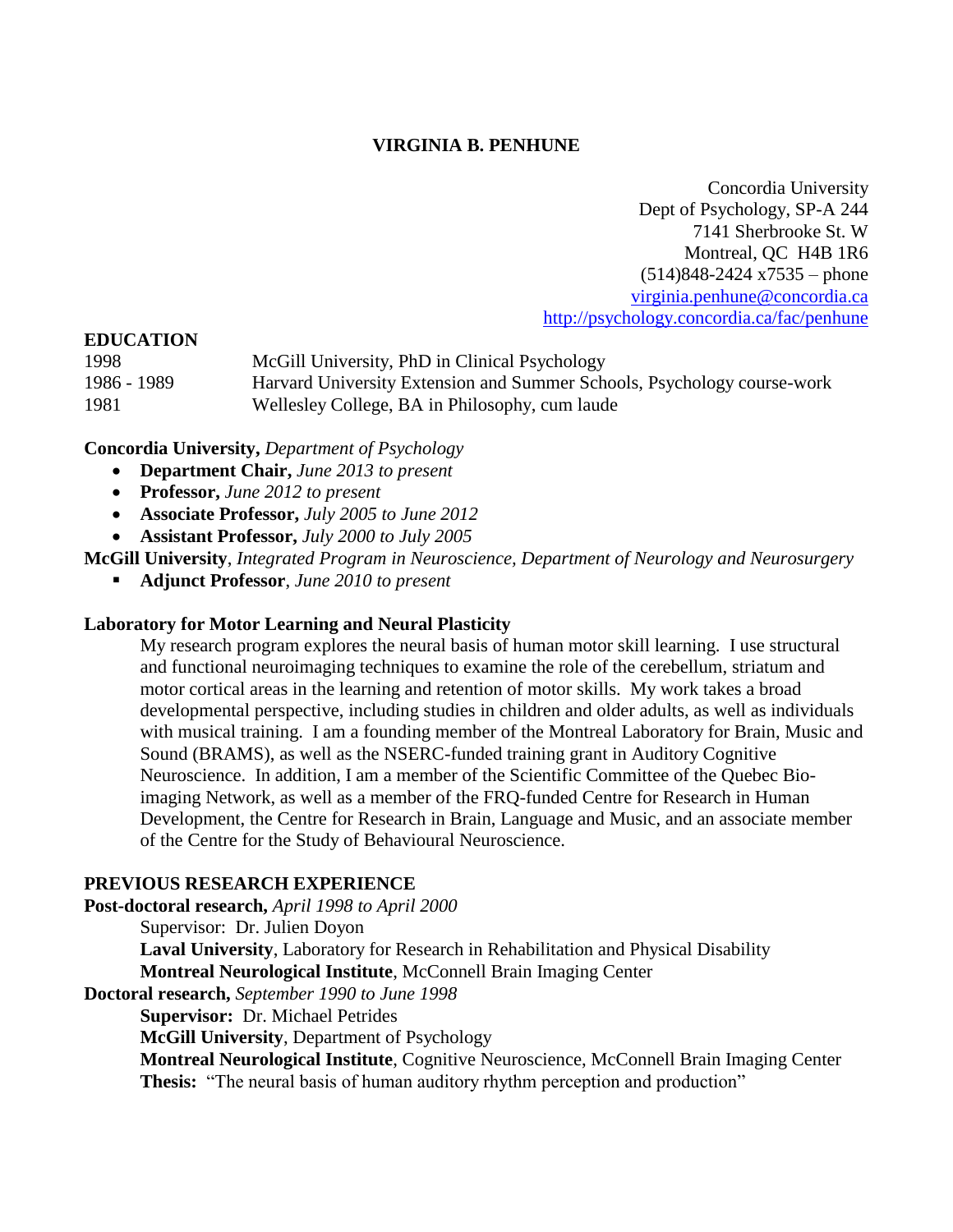# VIRGINIA B. PENHUNE

Concordia University
Dept of Psychology, SP-A 244
7141 Sherbrooke St. W
Montreal, QC H4B 1R6
(514)848-2424 x7535 – phone
virginia.penhune@concordia.ca
http://psychology.concordia.ca/fac/penhune

## EDUCATION

| | |
|---|---|
| 1998 | McGill University, PhD in Clinical Psychology |
| 1986 - 1989 | Harvard University Extension and Summer Schools, Psychology course-work |
| 1981 | Wellesley College, BA in Philosophy, cum laude |

**Concordia University,** *Department of Psychology*

- **Department Chair,** *June 2013 to present*
- **Professor,** *June 2012 to present*
- **Associate Professor,** *July 2005 to June 2012*
- **Assistant Professor,** *July 2000 to July 2005*

**McGill University**, *Integrated Program in Neuroscience, Department of Neurology and Neurosurgery*

- **Adjunct Professor**, *June 2010 to present*

**Laboratory for Motor Learning and Neural Plasticity**

My research program explores the neural basis of human motor skill learning. I use structural and functional neuroimaging techniques to examine the role of the cerebellum, striatum and motor cortical areas in the learning and retention of motor skills. My work takes a broad developmental perspective, including studies in children and older adults, as well as individuals with musical training. I am a founding member of the Montreal Laboratory for Brain, Music and Sound (BRAMS), as well as the NSERC-funded training grant in Auditory Cognitive Neuroscience. In addition, I am a member of the Scientific Committee of the Quebec Bio-imaging Network, as well as a member of the FRQ-funded Centre for Research in Human Development, the Centre for Research in Brain, Language and Music, and an associate member of the Centre for the Study of Behavioural Neuroscience.

## PREVIOUS RESEARCH EXPERIENCE

**Post-doctoral research,** *April 1998 to April 2000*

Supervisor: Dr. Julien Doyon
**Laval University**, Laboratory for Research in Rehabilitation and Physical Disability
**Montreal Neurological Institute**, McConnell Brain Imaging Center

**Doctoral research,** *September 1990 to June 1998*

**Supervisor:** Dr. Michael Petrides
**McGill University**, Department of Psychology
**Montreal Neurological Institute**, Cognitive Neuroscience, McConnell Brain Imaging Center
**Thesis:** "The neural basis of human auditory rhythm perception and production"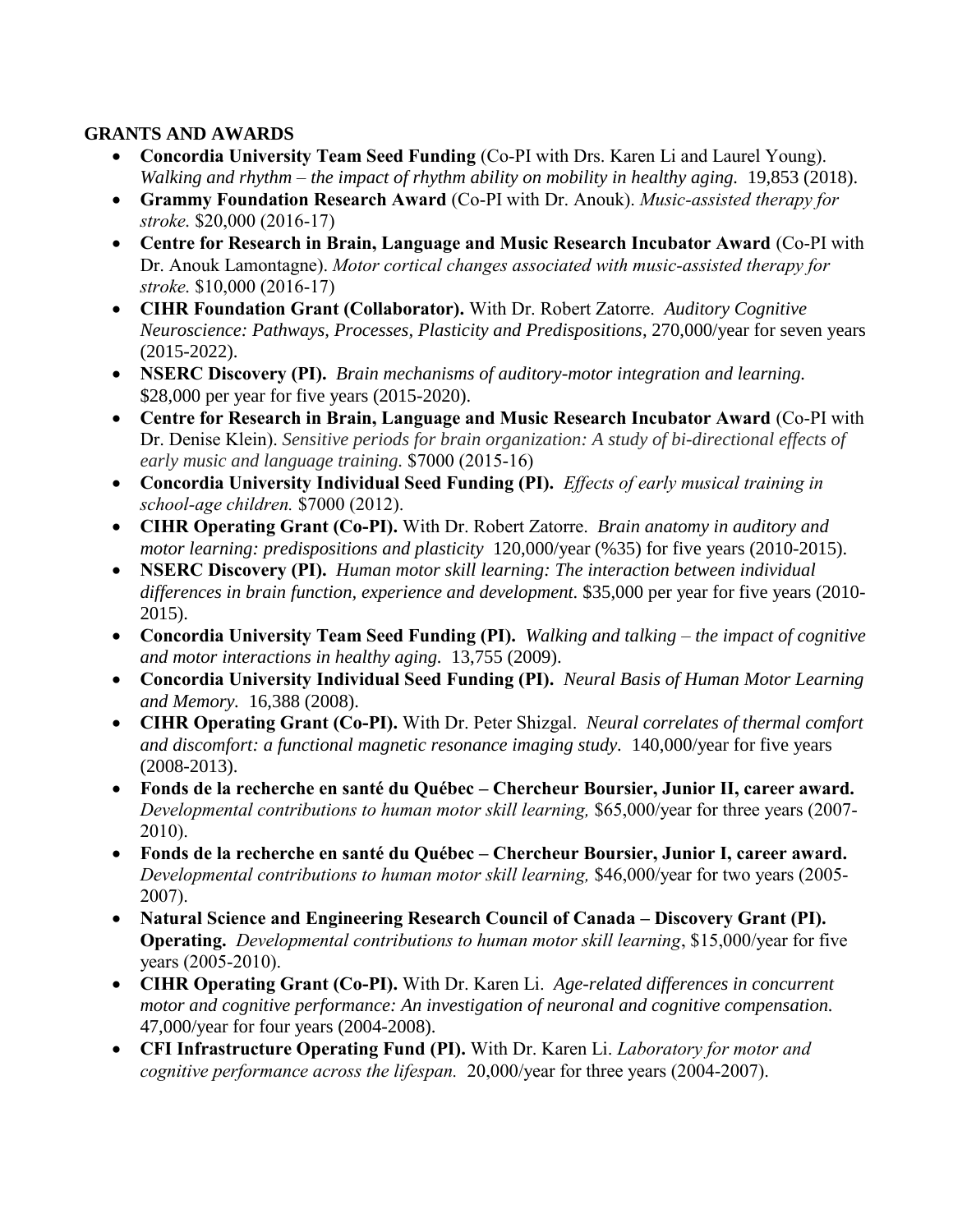**GRANTS AND AWARDS**

- **Concordia University Team Seed Funding** (Co-PI with Drs. Karen Li and Laurel Young). *Walking and rhythm – the impact of rhythm ability on mobility in healthy aging.* 19,853 (2018).
- **Grammy Foundation Research Award** (Co-PI with Dr. Anouk). *Music-assisted therapy for stroke.* $20,000 (2016-17)
- **Centre for Research in Brain, Language and Music Research Incubator Award** (Co-PI with Dr. Anouk Lamontagne). *Motor cortical changes associated with music-assisted therapy for stroke.* $10,000 (2016-17)
- **CIHR Foundation Grant (Collaborator).** With Dr. Robert Zatorre. *Auditory Cognitive Neuroscience: Pathways, Processes, Plasticity and Predispositions*, 270,000/year for seven years (2015-2022).
- **NSERC Discovery (PI).** *Brain mechanisms of auditory-motor integration and learning.* $28,000 per year for five years (2015-2020).
- **Centre for Research in Brain, Language and Music Research Incubator Award** (Co-PI with Dr. Denise Klein). *Sensitive periods for brain organization: A study of bi-directional effects of early music and language training.* $7000 (2015-16)
- **Concordia University Individual Seed Funding (PI).** *Effects of early musical training in school-age children.* $7000 (2012).
- **CIHR Operating Grant (Co-PI).** With Dr. Robert Zatorre. *Brain anatomy in auditory and motor learning: predispositions and plasticity* 120,000/year (%35) for five years (2010-2015).
- **NSERC Discovery (PI).** *Human motor skill learning: The interaction between individual differences in brain function, experience and development.* $35,000 per year for five years (2010-2015).
- **Concordia University Team Seed Funding (PI).** *Walking and talking – the impact of cognitive and motor interactions in healthy aging.* 13,755 (2009).
- **Concordia University Individual Seed Funding (PI).** *Neural Basis of Human Motor Learning and Memory.* 16,388 (2008).
- **CIHR Operating Grant (Co-PI).** With Dr. Peter Shizgal. *Neural correlates of thermal comfort and discomfort: a functional magnetic resonance imaging study.* 140,000/year for five years (2008-2013).
- **Fonds de la recherche en santé du Québec – Chercheur Boursier, Junior II, career award.** *Developmental contributions to human motor skill learning,* $65,000/year for three years (2007-2010).
- **Fonds de la recherche en santé du Québec – Chercheur Boursier, Junior I, career award.** *Developmental contributions to human motor skill learning,* $46,000/year for two years (2005-2007).
- **Natural Science and Engineering Research Council of Canada – Discovery Grant (PI). Operating.** *Developmental contributions to human motor skill learning*, $15,000/year for five years (2005-2010).
- **CIHR Operating Grant (Co-PI).** With Dr. Karen Li. *Age-related differences in concurrent motor and cognitive performance: An investigation of neuronal and cognitive compensation.* 47,000/year for four years (2004-2008).
- **CFI Infrastructure Operating Fund (PI).** With Dr. Karen Li. *Laboratory for motor and cognitive performance across the lifespan.* 20,000/year for three years (2004-2007).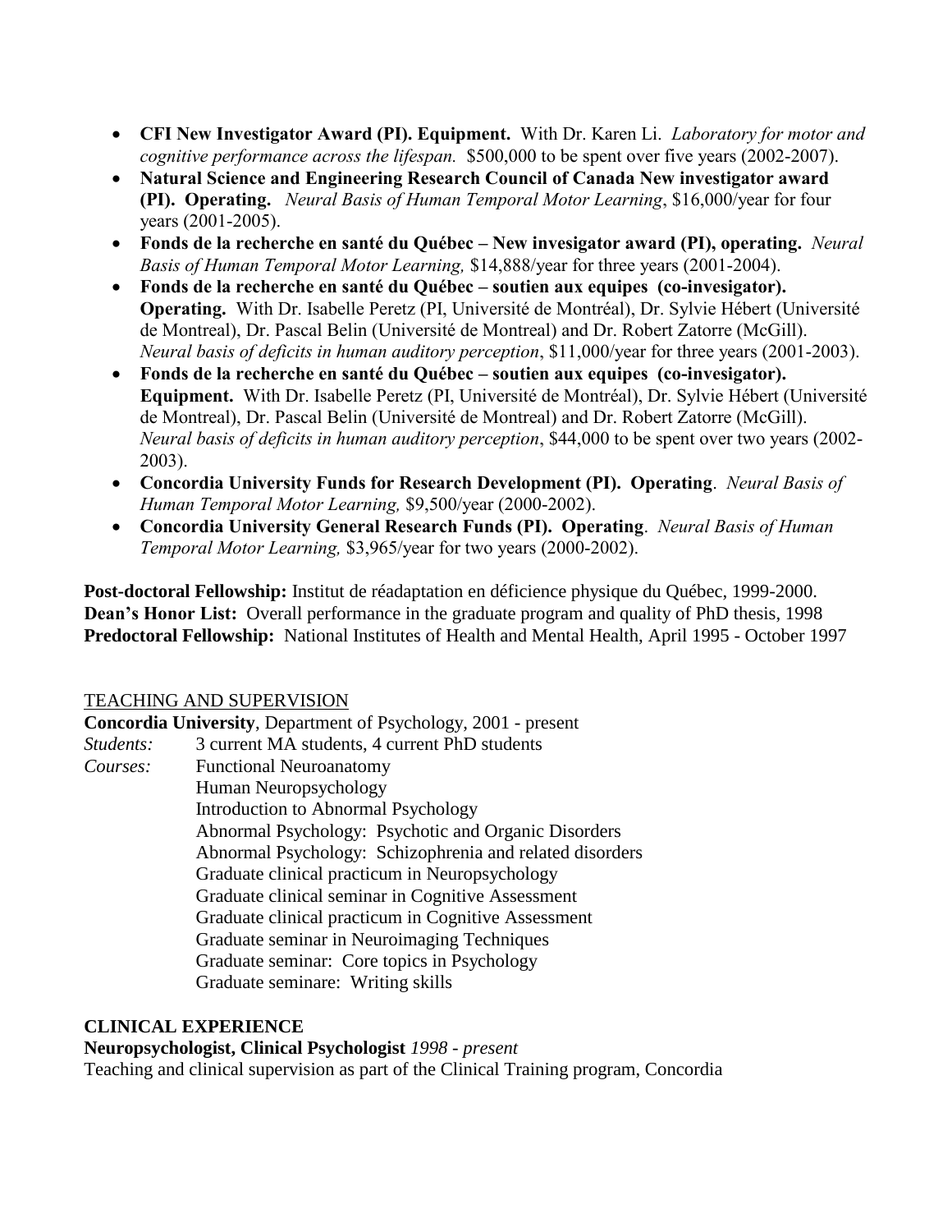- **CFI New Investigator Award (PI). Equipment.** With Dr. Karen Li. *Laboratory for motor and cognitive performance across the lifespan.* $500,000 to be spent over five years (2002-2007).
- **Natural Science and Engineering Research Council of Canada New investigator award (PI). Operating.** *Neural Basis of Human Temporal Motor Learning*, $16,000/year for four years (2001-2005).
- **Fonds de la recherche en santé du Québec – New invesigator award (PI), operating.** *Neural Basis of Human Temporal Motor Learning,* $14,888/year for three years (2001-2004).
- **Fonds de la recherche en santé du Québec – soutien aux equipes (co-invesigator). Operating.** With Dr. Isabelle Peretz (PI, Université de Montréal), Dr. Sylvie Hébert (Université de Montreal), Dr. Pascal Belin (Université de Montreal) and Dr. Robert Zatorre (McGill). *Neural basis of deficits in human auditory perception*, $11,000/year for three years (2001-2003).
- **Fonds de la recherche en santé du Québec – soutien aux equipes (co-invesigator). Equipment.** With Dr. Isabelle Peretz (PI, Université de Montréal), Dr. Sylvie Hébert (Université de Montreal), Dr. Pascal Belin (Université de Montreal) and Dr. Robert Zatorre (McGill). *Neural basis of deficits in human auditory perception*, $44,000 to be spent over two years (2002-2003).
- **Concordia University Funds for Research Development (PI). Operating**. *Neural Basis of Human Temporal Motor Learning,* $9,500/year (2000-2002).
- **Concordia University General Research Funds (PI). Operating**. *Neural Basis of Human Temporal Motor Learning,* $3,965/year for two years (2000-2002).

**Post-doctoral Fellowship:** Institut de réadaptation en déficience physique du Québec, 1999-2000.
**Dean's Honor List:** Overall performance in the graduate program and quality of PhD thesis, 1998
**Predoctoral Fellowship:** National Institutes of Health and Mental Health, April 1995 - October 1997

## TEACHING AND SUPERVISION

**Concordia University**, Department of Psychology, 2001 - present

*Students:* 3 current MA students, 4 current PhD students

*Courses:* Functional Neuroanatomy
Human Neuropsychology
Introduction to Abnormal Psychology
Abnormal Psychology: Psychotic and Organic Disorders
Abnormal Psychology: Schizophrenia and related disorders
Graduate clinical practicum in Neuropsychology
Graduate clinical seminar in Cognitive Assessment
Graduate clinical practicum in Cognitive Assessment
Graduate seminar in Neuroimaging Techniques
Graduate seminar: Core topics in Psychology
Graduate seminare: Writing skills

## CLINICAL EXPERIENCE

**Neuropsychologist, Clinical Psychologist** *1998 - present*
Teaching and clinical supervision as part of the Clinical Training program, Concordia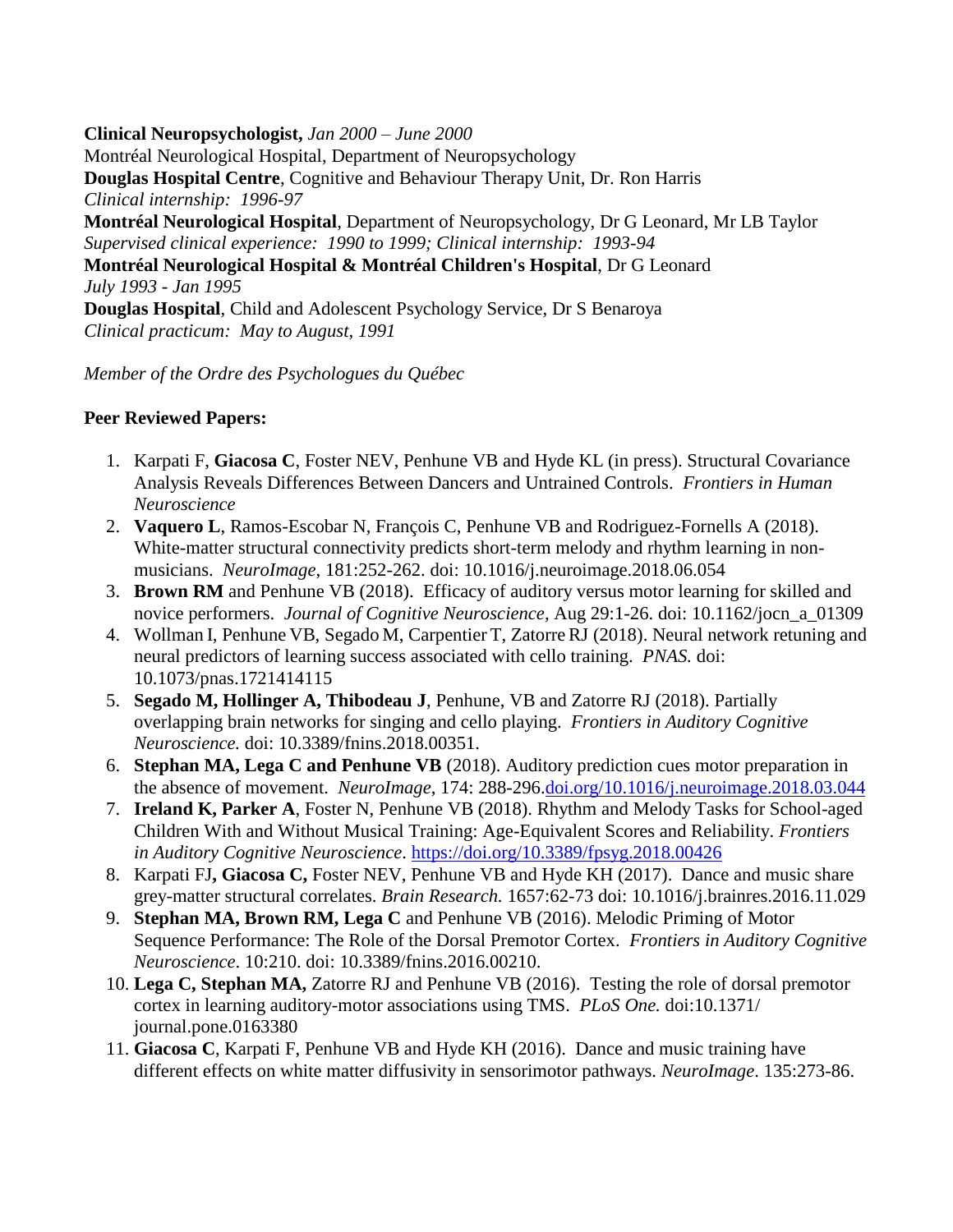**Clinical Neuropsychologist,** *Jan 2000 – June 2000*
Montréal Neurological Hospital, Department of Neuropsychology
**Douglas Hospital Centre**, Cognitive and Behaviour Therapy Unit, Dr. Ron Harris
*Clinical internship: 1996-97*
**Montréal Neurological Hospital**, Department of Neuropsychology, Dr G Leonard, Mr LB Taylor
*Supervised clinical experience: 1990 to 1999; Clinical internship: 1993-94*
**Montréal Neurological Hospital & Montréal Children's Hospital**, Dr G Leonard
*July 1993 - Jan 1995*
**Douglas Hospital**, Child and Adolescent Psychology Service, Dr S Benaroya
*Clinical practicum: May to August, 1991*

*Member of the Ordre des Psychologues du Québec*

**Peer Reviewed Papers:**

1. Karpati F, **Giacosa C**, Foster NEV, Penhune VB and Hyde KL (in press). Structural Covariance Analysis Reveals Differences Between Dancers and Untrained Controls. *Frontiers in Human Neuroscience*
2. **Vaquero L**, Ramos-Escobar N, François C, Penhune VB and Rodriguez-Fornells A (2018). White-matter structural connectivity predicts short-term melody and rhythm learning in non-musicians. *NeuroImage*, 181:252-262. doi: 10.1016/j.neuroimage.2018.06.054
3. **Brown RM** and Penhune VB (2018). Efficacy of auditory versus motor learning for skilled and novice performers. *Journal of Cognitive Neuroscience*, Aug 29:1-26. doi: 10.1162/jocn_a_01309
4. Wollman I, Penhune VB, Segado M, Carpentier T, Zatorre RJ (2018). Neural network retuning and neural predictors of learning success associated with cello training. *PNAS.* doi: 10.1073/pnas.1721414115
5. **Segado M, Hollinger A, Thibodeau J**, Penhune, VB and Zatorre RJ (2018). Partially overlapping brain networks for singing and cello playing. *Frontiers in Auditory Cognitive Neuroscience.* doi: 10.3389/fnins.2018.00351.
6. **Stephan MA, Lega C and Penhune VB** (2018). Auditory prediction cues motor preparation in the absence of movement. *NeuroImage*, 174: 288-296.doi.org/10.1016/j.neuroimage.2018.03.044
7. **Ireland K, Parker A**, Foster N, Penhune VB (2018). Rhythm and Melody Tasks for School-aged Children With and Without Musical Training: Age-Equivalent Scores and Reliability. *Frontiers in Auditory Cognitive Neuroscience*. https://doi.org/10.3389/fpsyg.2018.00426
8. Karpati FJ**, Giacosa C,** Foster NEV, Penhune VB and Hyde KH (2017). Dance and music share grey-matter structural correlates. *Brain Research.* 1657:62-73 doi: 10.1016/j.brainres.2016.11.029
9. **Stephan MA, Brown RM, Lega C** and Penhune VB (2016). Melodic Priming of Motor Sequence Performance: The Role of the Dorsal Premotor Cortex. *Frontiers in Auditory Cognitive Neuroscience*. 10:210. doi: 10.3389/fnins.2016.00210.
10. **Lega C, Stephan MA,** Zatorre RJ and Penhune VB (2016). Testing the role of dorsal premotor cortex in learning auditory-motor associations using TMS. *PLoS One.* doi:10.1371/ journal.pone.0163380
11. **Giacosa C**, Karpati F, Penhune VB and Hyde KH (2016). Dance and music training have different effects on white matter diffusivity in sensorimotor pathways. *NeuroImage*. 135:273-86.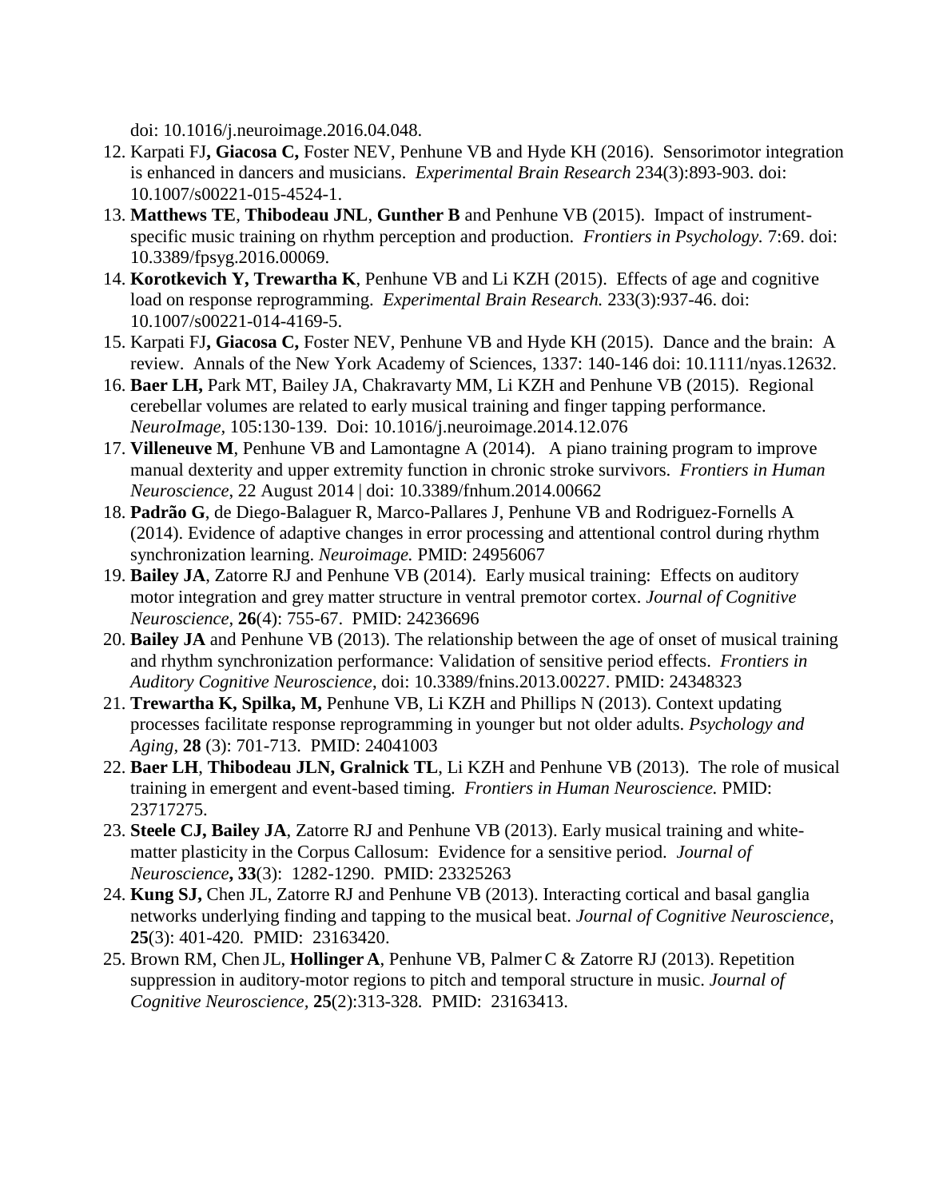doi: 10.1016/j.neuroimage.2016.04.048.

12. Karpati FJ**, Giacosa C,** Foster NEV, Penhune VB and Hyde KH (2016). Sensorimotor integration is enhanced in dancers and musicians. *Experimental Brain Research* 234(3):893-903. doi: 10.1007/s00221-015-4524-1.
13. **Matthews TE**, **Thibodeau JNL**, **Gunther B** and Penhune VB (2015). Impact of instrument-specific music training on rhythm perception and production. *Frontiers in Psychology.* 7:69. doi: 10.3389/fpsyg.2016.00069.
14. **Korotkevich Y, Trewartha K**, Penhune VB and Li KZH (2015). Effects of age and cognitive load on response reprogramming. *Experimental Brain Research.* 233(3):937-46. doi: 10.1007/s00221-014-4169-5.
15. Karpati FJ**, Giacosa C,** Foster NEV, Penhune VB and Hyde KH (2015). Dance and the brain: A review. Annals of the New York Academy of Sciences, 1337: 140-146 doi: 10.1111/nyas.12632.
16. **Baer LH,** Park MT, Bailey JA, Chakravarty MM, Li KZH and Penhune VB (2015). Regional cerebellar volumes are related to early musical training and finger tapping performance. *NeuroImage,* 105:130-139. Doi: 10.1016/j.neuroimage.2014.12.076
17. **Villeneuve M**, Penhune VB and Lamontagne A (2014). A piano training program to improve manual dexterity and upper extremity function in chronic stroke survivors. *Frontiers in Human Neuroscience*, 22 August 2014 | doi: 10.3389/fnhum.2014.00662
18. **Padrão G**, de Diego-Balaguer R, Marco-Pallares J, Penhune VB and Rodriguez-Fornells A (2014). Evidence of adaptive changes in error processing and attentional control during rhythm synchronization learning. *Neuroimage.* PMID: 24956067
19. **Bailey JA**, Zatorre RJ and Penhune VB (2014). Early musical training: Effects on auditory motor integration and grey matter structure in ventral premotor cortex. *Journal of Cognitive Neuroscience,* **26**(4): 755-67. PMID: 24236696
20. **Bailey JA** and Penhune VB (2013). The relationship between the age of onset of musical training and rhythm synchronization performance: Validation of sensitive period effects. *Frontiers in Auditory Cognitive Neuroscience*, doi: 10.3389/fnins.2013.00227. PMID: 24348323
21. **Trewartha K, Spilka, M,** Penhune VB, Li KZH and Phillips N (2013). Context updating processes facilitate response reprogramming in younger but not older adults. *Psychology and Aging,* **28** (3): 701-713. PMID: 24041003
22. **Baer LH**, **Thibodeau JLN, Gralnick TL**, Li KZH and Penhune VB (2013). The role of musical training in emergent and event-based timing. *Frontiers in Human Neuroscience.* PMID: 23717275.
23. **Steele CJ, Bailey JA**, Zatorre RJ and Penhune VB (2013). Early musical training and white-matter plasticity in the Corpus Callosum: Evidence for a sensitive period. *Journal of Neuroscience***, 33**(3): 1282-1290. PMID: 23325263
24. **Kung SJ,** Chen JL, Zatorre RJ and Penhune VB (2013). Interacting cortical and basal ganglia networks underlying finding and tapping to the musical beat. *Journal of Cognitive Neuroscience,* **25**(3): 401-420. PMID: 23163420.
25. Brown RM, Chen JL, **Hollinger A**, Penhune VB, Palmer C & Zatorre RJ (2013). Repetition suppression in auditory-motor regions to pitch and temporal structure in music. *Journal of Cognitive Neuroscience,* **25**(2):313-328. PMID: 23163413.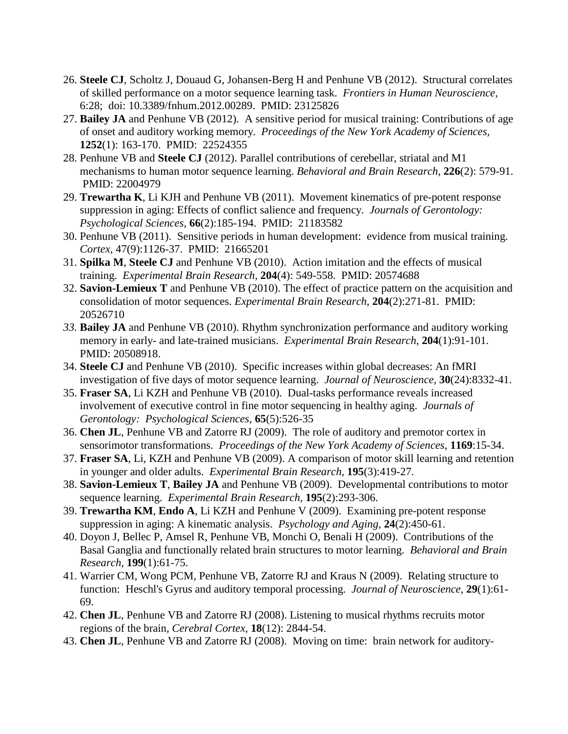26. **Steele CJ**, Scholtz J, Douaud G, Johansen-Berg H and Penhune VB (2012). Structural correlates of skilled performance on a motor sequence learning task. *Frontiers in Human Neuroscience,* 6:28; doi: 10.3389/fnhum.2012.00289. PMID: 23125826
27. **Bailey JA** and Penhune VB (2012). A sensitive period for musical training: Contributions of age of onset and auditory working memory. *Proceedings of the New York Academy of Sciences,* **1252**(1): 163-170. PMID: 22524355
28. Penhune VB and **Steele CJ** (2012). Parallel contributions of cerebellar, striatal and M1 mechanisms to human motor sequence learning. *Behavioral and Brain Research,* **226**(2): 579-91. PMID: 22004979
29. **Trewartha K**, Li KJH and Penhune VB (2011). Movement kinematics of pre-potent response suppression in aging: Effects of conflict salience and frequency. *Journals of Gerontology: Psychological Sciences,* **66**(2):185-194. PMID: 21183582
30. Penhune VB (2011). Sensitive periods in human development: evidence from musical training. *Cortex,* 47(9):1126-37. PMID: 21665201
31. **Spilka M**, **Steele CJ** and Penhune VB (2010). Action imitation and the effects of musical training. *Experimental Brain Research,* **204**(4): 549-558. PMID: 20574688
32. **Savion-Lemieux T** and Penhune VB (2010). The effect of practice pattern on the acquisition and consolidation of motor sequences. *Experimental Brain Research,* **204**(2):271-81. PMID: 20526710
33. **Bailey JA** and Penhune VB (2010). Rhythm synchronization performance and auditory working memory in early- and late-trained musicians. *Experimental Brain Research,* **204**(1):91-101. PMID: 20508918.
34. **Steele CJ** and Penhune VB (2010). Specific increases within global decreases: An fMRI investigation of five days of motor sequence learning. *Journal of Neuroscience,* **30**(24):8332-41.
35. **Fraser SA**, Li KZH and Penhune VB (2010). Dual-tasks performance reveals increased involvement of executive control in fine motor sequencing in healthy aging. *Journals of Gerontology: Psychological Sciences,* **65**(5):526-35
36. **Chen JL**, Penhune VB and Zatorre RJ (2009). The role of auditory and premotor cortex in sensorimotor transformations. *Proceedings of the New York Academy of Sciences,* **1169**:15-34.
37. **Fraser SA**, Li, KZH and Penhune VB (2009). A comparison of motor skill learning and retention in younger and older adults. *Experimental Brain Research,* **195**(3):419-27.
38. **Savion-Lemieux T**, **Bailey JA** and Penhune VB (2009). Developmental contributions to motor sequence learning. *Experimental Brain Research,* **195**(2):293-306.
39. **Trewartha KM**, **Endo A**, Li KZH and Penhune V (2009). Examining pre-potent response suppression in aging: A kinematic analysis. *Psychology and Aging,* **24**(2):450-61.
40. Doyon J, Bellec P, Amsel R, Penhune VB, Monchi O, Benali H (2009). Contributions of the Basal Ganglia and functionally related brain structures to motor learning. *Behavioral and Brain Research,* **199**(1):61-75.
41. Warrier CM, Wong PCM, Penhune VB, Zatorre RJ and Kraus N (2009). Relating structure to function: Heschl's Gyrus and auditory temporal processing. *Journal of Neuroscience,* **29**(1):61-69.
42. **Chen JL**, Penhune VB and Zatorre RJ (2008). Listening to musical rhythms recruits motor regions of the brain, *Cerebral Cortex,* **18**(12): 2844-54.
43. **Chen JL**, Penhune VB and Zatorre RJ (2008). Moving on time: brain network for auditory-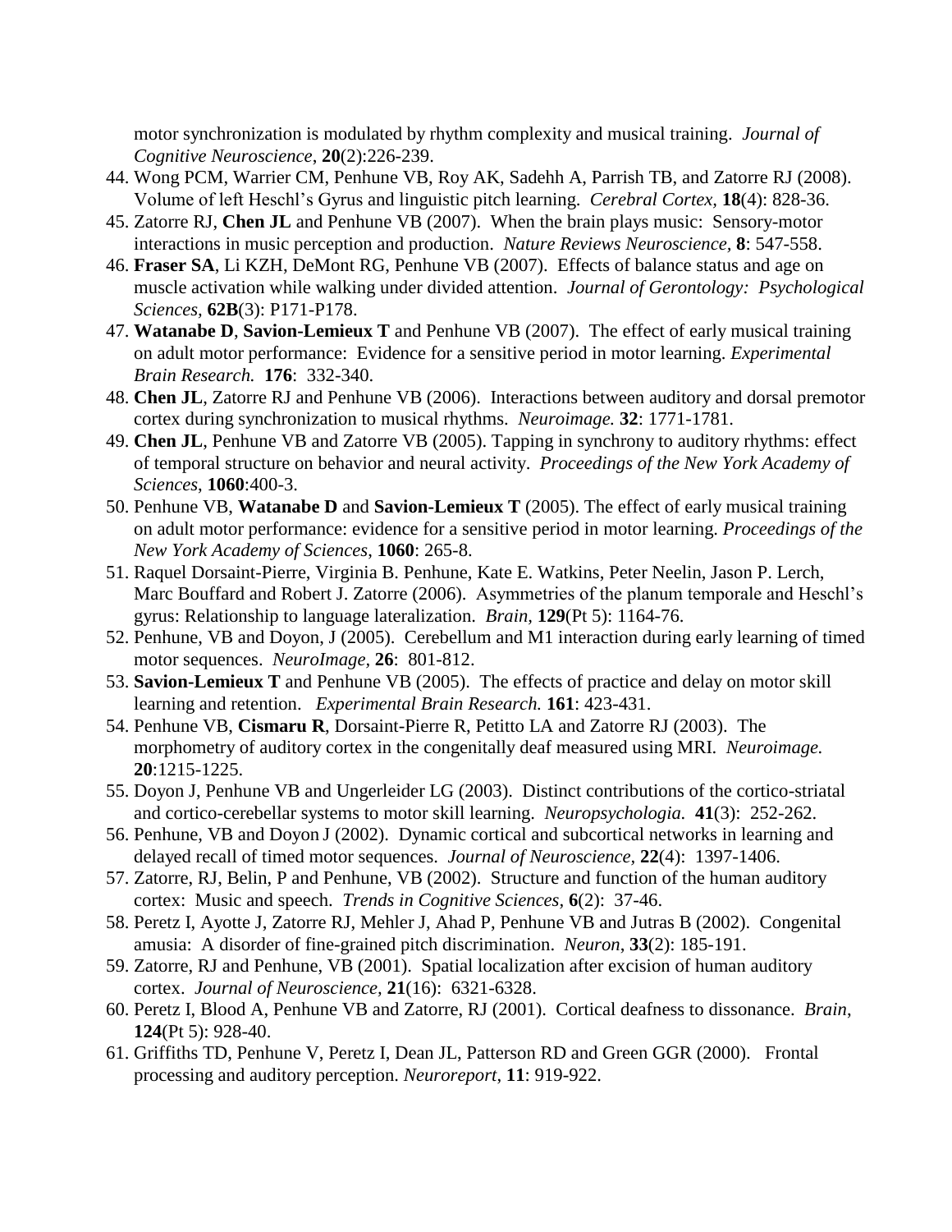motor synchronization is modulated by rhythm complexity and musical training. *Journal of Cognitive Neuroscience*, **20**(2):226-239.

44. Wong PCM, Warrier CM, Penhune VB, Roy AK, Sadehh A, Parrish TB, and Zatorre RJ (2008). Volume of left Heschl's Gyrus and linguistic pitch learning. *Cerebral Cortex*, **18**(4): 828-36.
45. Zatorre RJ, **Chen JL** and Penhune VB (2007). When the brain plays music: Sensory-motor interactions in music perception and production. *Nature Reviews Neuroscience,* **8**: 547-558.
46. **Fraser SA**, Li KZH, DeMont RG, Penhune VB (2007). Effects of balance status and age on muscle activation while walking under divided attention. *Journal of Gerontology: Psychological Sciences,* **62B**(3): P171-P178.
47. **Watanabe D**, **Savion-Lemieux T** and Penhune VB (2007). The effect of early musical training on adult motor performance: Evidence for a sensitive period in motor learning. *Experimental Brain Research.* **176**: 332-340.
48. **Chen JL**, Zatorre RJ and Penhune VB (2006). Interactions between auditory and dorsal premotor cortex during synchronization to musical rhythms. *Neuroimage.* **32**: 1771-1781.
49. **Chen JL**, Penhune VB and Zatorre VB (2005). Tapping in synchrony to auditory rhythms: effect of temporal structure on behavior and neural activity. *Proceedings of the New York Academy of Sciences*, **1060**:400-3.
50. Penhune VB, **Watanabe D** and **Savion-Lemieux T** (2005). The effect of early musical training on adult motor performance: evidence for a sensitive period in motor learning. *Proceedings of the New York Academy of Sciences*, **1060**: 265-8.
51. Raquel Dorsaint-Pierre, Virginia B. Penhune, Kate E. Watkins, Peter Neelin, Jason P. Lerch, Marc Bouffard and Robert J. Zatorre (2006). Asymmetries of the planum temporale and Heschl's gyrus: Relationship to language lateralization. *Brain,* **129**(Pt 5): 1164-76.
52. Penhune, VB and Doyon, J (2005). Cerebellum and M1 interaction during early learning of timed motor sequences. *NeuroImage,* **26**: 801-812.
53. **Savion-Lemieux T** and Penhune VB (2005). The effects of practice and delay on motor skill learning and retention. *Experimental Brain Research.* **161**: 423-431.
54. Penhune VB, **Cismaru R**, Dorsaint-Pierre R, Petitto LA and Zatorre RJ (2003). The morphometry of auditory cortex in the congenitally deaf measured using MRI. *Neuroimage.* **20**:1215-1225.
55. Doyon J, Penhune VB and Ungerleider LG (2003). Distinct contributions of the cortico-striatal and cortico-cerebellar systems to motor skill learning. *Neuropsychologia.* **41**(3): 252-262.
56. Penhune, VB and Doyon J (2002). Dynamic cortical and subcortical networks in learning and delayed recall of timed motor sequences. *Journal of Neuroscience,* **22**(4): 1397-1406.
57. Zatorre, RJ, Belin, P and Penhune, VB (2002). Structure and function of the human auditory cortex: Music and speech. *Trends in Cognitive Sciences,* **6**(2): 37-46.
58. Peretz I, Ayotte J, Zatorre RJ, Mehler J, Ahad P, Penhune VB and Jutras B (2002). Congenital amusia: A disorder of fine-grained pitch discrimination. *Neuron*, **33**(2): 185-191.
59. Zatorre, RJ and Penhune, VB (2001). Spatial localization after excision of human auditory cortex. *Journal of Neuroscience,* **21**(16): 6321-6328.
60. Peretz I, Blood A, Penhune VB and Zatorre, RJ (2001). Cortical deafness to dissonance. *Brain*, **124**(Pt 5): 928-40.
61. Griffiths TD, Penhune V, Peretz I, Dean JL, Patterson RD and Green GGR (2000). Frontal processing and auditory perception. *Neuroreport*, **11**: 919-922.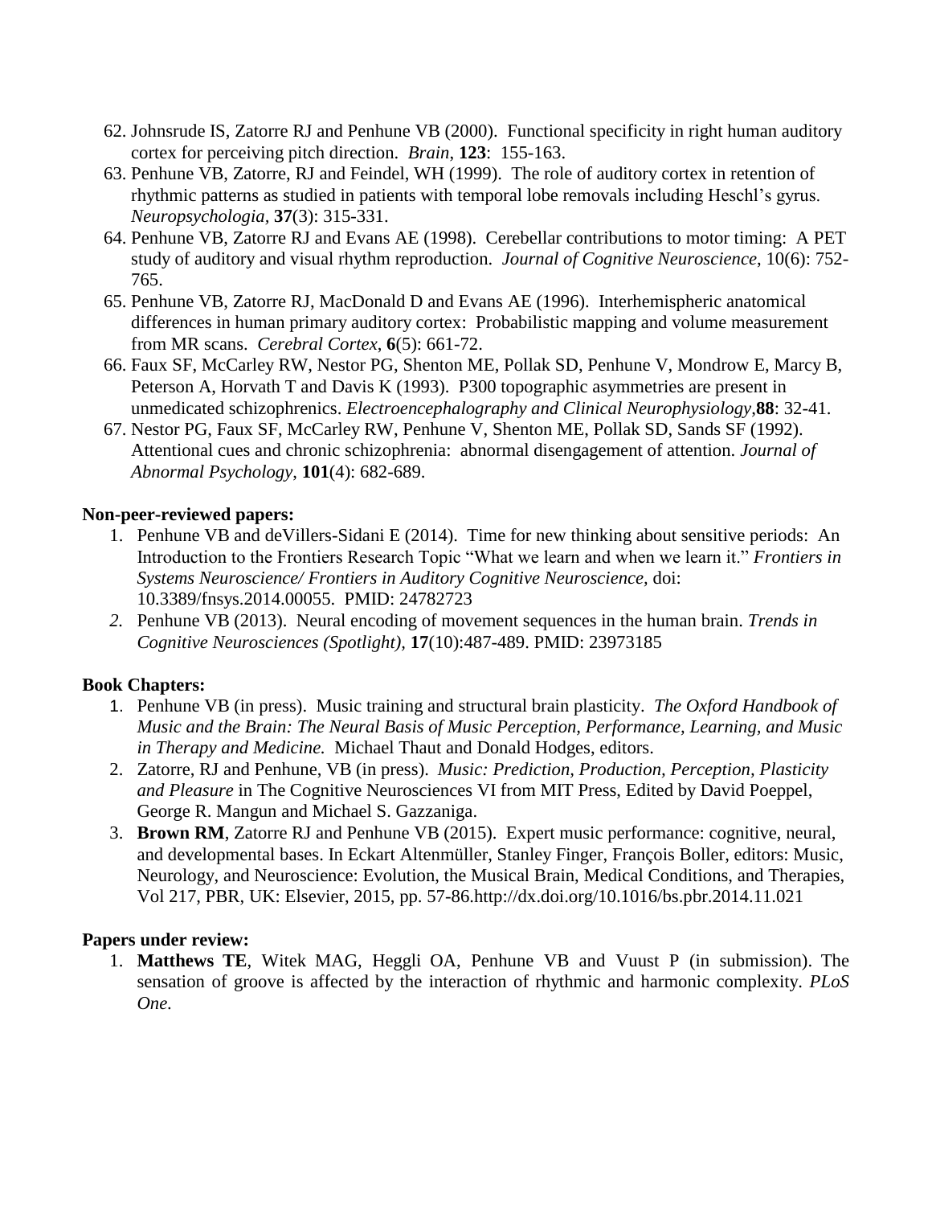62. Johnsrude IS, Zatorre RJ and Penhune VB (2000). Functional specificity in right human auditory cortex for perceiving pitch direction. *Brain*, **123**: 155-163.
63. Penhune VB, Zatorre, RJ and Feindel, WH (1999). The role of auditory cortex in retention of rhythmic patterns as studied in patients with temporal lobe removals including Heschl's gyrus. *Neuropsychologia*, **37**(3): 315-331.
64. Penhune VB, Zatorre RJ and Evans AE (1998). Cerebellar contributions to motor timing: A PET study of auditory and visual rhythm reproduction. *Journal of Cognitive Neuroscience*, 10(6): 752-765.
65. Penhune VB, Zatorre RJ, MacDonald D and Evans AE (1996). Interhemispheric anatomical differences in human primary auditory cortex: Probabilistic mapping and volume measurement from MR scans. *Cerebral Cortex*, **6**(5): 661-72.
66. Faux SF, McCarley RW, Nestor PG, Shenton ME, Pollak SD, Penhune V, Mondrow E, Marcy B, Peterson A, Horvath T and Davis K (1993). P300 topographic asymmetries are present in unmedicated schizophrenics. *Electroencephalography and Clinical Neurophysiology*,**88**: 32-41.
67. Nestor PG, Faux SF, McCarley RW, Penhune V, Shenton ME, Pollak SD, Sands SF (1992). Attentional cues and chronic schizophrenia: abnormal disengagement of attention. *Journal of Abnormal Psychology*, **101**(4): 682-689.

**Non-peer-reviewed papers:**

1. Penhune VB and deVillers-Sidani E (2014). Time for new thinking about sensitive periods: An Introduction to the Frontiers Research Topic "What we learn and when we learn it." *Frontiers in Systems Neuroscience/ Frontiers in Auditory Cognitive Neuroscience*, doi: 10.3389/fnsys.2014.00055. PMID: 24782723
2. Penhune VB (2013). Neural encoding of movement sequences in the human brain. *Trends in Cognitive Neurosciences (Spotlight)*, **17**(10):487-489. PMID: 23973185

**Book Chapters:**

1. Penhune VB (in press). Music training and structural brain plasticity. *The Oxford Handbook of Music and the Brain: The Neural Basis of Music Perception, Performance, Learning, and Music in Therapy and Medicine.* Michael Thaut and Donald Hodges, editors.
2. Zatorre, RJ and Penhune, VB (in press). *Music: Prediction, Production, Perception, Plasticity and Pleasure* in The Cognitive Neurosciences VI from MIT Press, Edited by David Poeppel, George R. Mangun and Michael S. Gazzaniga.
3. **Brown RM**, Zatorre RJ and Penhune VB (2015). Expert music performance: cognitive, neural, and developmental bases. In Eckart Altenmüller, Stanley Finger, François Boller, editors: Music, Neurology, and Neuroscience: Evolution, the Musical Brain, Medical Conditions, and Therapies, Vol 217, PBR, UK: Elsevier, 2015, pp. 57-86.http://dx.doi.org/10.1016/bs.pbr.2014.11.021

**Papers under review:**

1. **Matthews TE**, Witek MAG, Heggli OA, Penhune VB and Vuust P (in submission). The sensation of groove is affected by the interaction of rhythmic and harmonic complexity. *PLoS One.*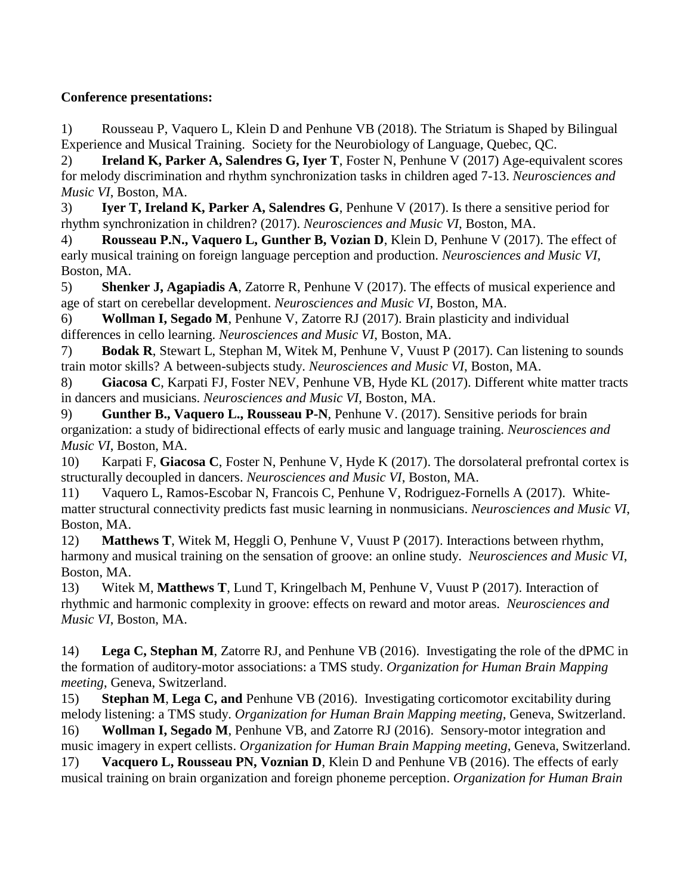**Conference presentations:**

1) Rousseau P, Vaquero L, Klein D and Penhune VB (2018). The Striatum is Shaped by Bilingual Experience and Musical Training. Society for the Neurobiology of Language, Quebec, QC.

2) **Ireland K, Parker A, Salendres G, Iyer T**, Foster N, Penhune V (2017) Age-equivalent scores for melody discrimination and rhythm synchronization tasks in children aged 7-13. *Neurosciences and Music VI*, Boston, MA.

3) **Iyer T, Ireland K, Parker A, Salendres G**, Penhune V (2017). Is there a sensitive period for rhythm synchronization in children? (2017). *Neurosciences and Music VI*, Boston, MA.

4) **Rousseau P.N., Vaquero L, Gunther B, Vozian D**, Klein D, Penhune V (2017). The effect of early musical training on foreign language perception and production. *Neurosciences and Music VI*, Boston, MA.

5) **Shenker J, Agapiadis A**, Zatorre R, Penhune V (2017). The effects of musical experience and age of start on cerebellar development. *Neurosciences and Music VI*, Boston, MA.

6) **Wollman I, Segado M**, Penhune V, Zatorre RJ (2017). Brain plasticity and individual differences in cello learning. *Neurosciences and Music VI*, Boston, MA.

7) **Bodak R**, Stewart L, Stephan M, Witek M, Penhune V, Vuust P (2017). Can listening to sounds train motor skills? A between-subjects study. *Neurosciences and Music VI*, Boston, MA.

8) **Giacosa C**, Karpati FJ, Foster NEV, Penhune VB, Hyde KL (2017). Different white matter tracts in dancers and musicians. *Neurosciences and Music VI*, Boston, MA.

9) **Gunther B., Vaquero L., Rousseau P-N**, Penhune V. (2017). Sensitive periods for brain organization: a study of bidirectional effects of early music and language training. *Neurosciences and Music VI*, Boston, MA.

10) Karpati F, **Giacosa C**, Foster N, Penhune V, Hyde K (2017). The dorsolateral prefrontal cortex is structurally decoupled in dancers. *Neurosciences and Music VI*, Boston, MA.

11) Vaquero L, Ramos-Escobar N, Francois C, Penhune V, Rodriguez-Fornells A (2017). White-matter structural connectivity predicts fast music learning in nonmusicians. *Neurosciences and Music VI*, Boston, MA.

12) **Matthews T**, Witek M, Heggli O, Penhune V, Vuust P (2017). Interactions between rhythm, harmony and musical training on the sensation of groove: an online study. *Neurosciences and Music VI*, Boston, MA.

13) Witek M, **Matthews T**, Lund T, Kringelbach M, Penhune V, Vuust P (2017). Interaction of rhythmic and harmonic complexity in groove: effects on reward and motor areas. *Neurosciences and Music VI*, Boston, MA.

14) **Lega C, Stephan M**, Zatorre RJ, and Penhune VB (2016). Investigating the role of the dPMC in the formation of auditory-motor associations: a TMS study. *Organization for Human Brain Mapping meeting*, Geneva, Switzerland.

15) **Stephan M**, **Lega C, and** Penhune VB (2016). Investigating corticomotor excitability during melody listening: a TMS study. *Organization for Human Brain Mapping meeting*, Geneva, Switzerland.

16) **Wollman I, Segado M**, Penhune VB, and Zatorre RJ (2016). Sensory-motor integration and music imagery in expert cellists. *Organization for Human Brain Mapping meeting*, Geneva, Switzerland.

17) **Vacquero L, Rousseau PN, Voznian D**, Klein D and Penhune VB (2016). The effects of early musical training on brain organization and foreign phoneme perception. *Organization for Human Brain*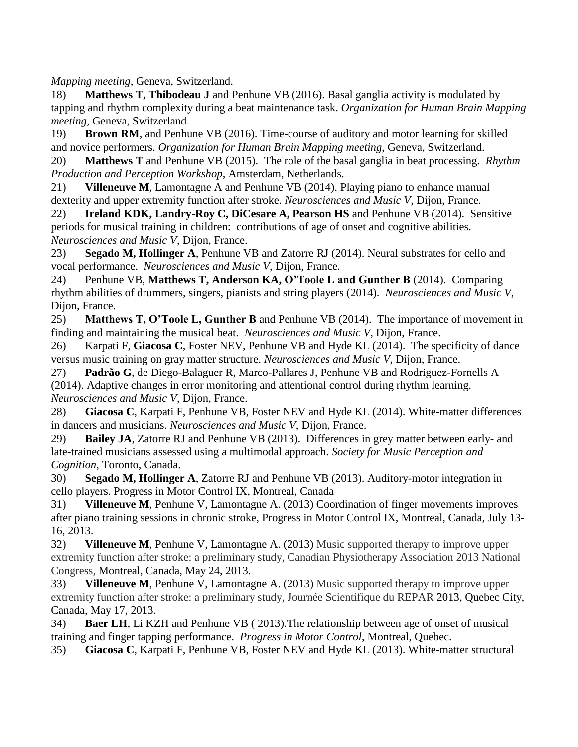*Mapping meeting*, Geneva, Switzerland.

18) **Matthews T, Thibodeau J** and Penhune VB (2016). Basal ganglia activity is modulated by tapping and rhythm complexity during a beat maintenance task. *Organization for Human Brain Mapping meeting*, Geneva, Switzerland.

19) **Brown RM**, and Penhune VB (2016). Time-course of auditory and motor learning for skilled and novice performers. *Organization for Human Brain Mapping meeting*, Geneva, Switzerland.

20) **Matthews T** and Penhune VB (2015). The role of the basal ganglia in beat processing. *Rhythm Production and Perception Workshop*, Amsterdam, Netherlands.

21) **Villeneuve M**, Lamontagne A and Penhune VB (2014). Playing piano to enhance manual dexterity and upper extremity function after stroke. *Neurosciences and Music V*, Dijon, France.

22) **Ireland KDK, Landry-Roy C, DiCesare A, Pearson HS** and Penhune VB (2014). Sensitive periods for musical training in children: contributions of age of onset and cognitive abilities. *Neurosciences and Music V*, Dijon, France.

23) **Segado M, Hollinger A**, Penhune VB and Zatorre RJ (2014). Neural substrates for cello and vocal performance. *Neurosciences and Music V*, Dijon, France.

24) Penhune VB, **Matthews T, Anderson KA, O'Toole L and Gunther B** (2014). Comparing rhythm abilities of drummers, singers, pianists and string players (2014). *Neurosciences and Music V*, Dijon, France.

25) **Matthews T, O'Toole L, Gunther B** and Penhune VB (2014). The importance of movement in finding and maintaining the musical beat. *Neurosciences and Music V*, Dijon, France.

26) Karpati F, **Giacosa C**, Foster NEV, Penhune VB and Hyde KL (2014). The specificity of dance versus music training on gray matter structure. *Neurosciences and Music V*, Dijon, France.

27) **Padrão G**, de Diego-Balaguer R, Marco-Pallares J, Penhune VB and Rodriguez-Fornells A (2014). Adaptive changes in error monitoring and attentional control during rhythm learning. *Neurosciences and Music V*, Dijon, France.

28) **Giacosa C**, Karpati F, Penhune VB, Foster NEV and Hyde KL (2014). White-matter differences in dancers and musicians. *Neurosciences and Music V*, Dijon, France.

29) **Bailey JA**, Zatorre RJ and Penhune VB (2013). Differences in grey matter between early- and late-trained musicians assessed using a multimodal approach. *Society for Music Perception and Cognition*, Toronto, Canada.

30) **Segado M, Hollinger A**, Zatorre RJ and Penhune VB (2013). Auditory-motor integration in cello players. Progress in Motor Control IX, Montreal, Canada

31) **Villeneuve M**, Penhune V, Lamontagne A. (2013) Coordination of finger movements improves after piano training sessions in chronic stroke, Progress in Motor Control IX, Montreal, Canada, July 13-16, 2013.

32) **Villeneuve M**, Penhune V, Lamontagne A. (2013) Music supported therapy to improve upper extremity function after stroke: a preliminary study, Canadian Physiotherapy Association 2013 National Congress, Montreal, Canada, May 24, 2013.

33) **Villeneuve M**, Penhune V, Lamontagne A. (2013) Music supported therapy to improve upper extremity function after stroke: a preliminary study, Journée Scientifique du REPAR 2013, Quebec City, Canada, May 17, 2013.

34) **Baer LH**, Li KZH and Penhune VB ( 2013).The relationship between age of onset of musical training and finger tapping performance. *Progress in Motor Control*, Montreal, Quebec.

35) **Giacosa C**, Karpati F, Penhune VB, Foster NEV and Hyde KL (2013). White-matter structural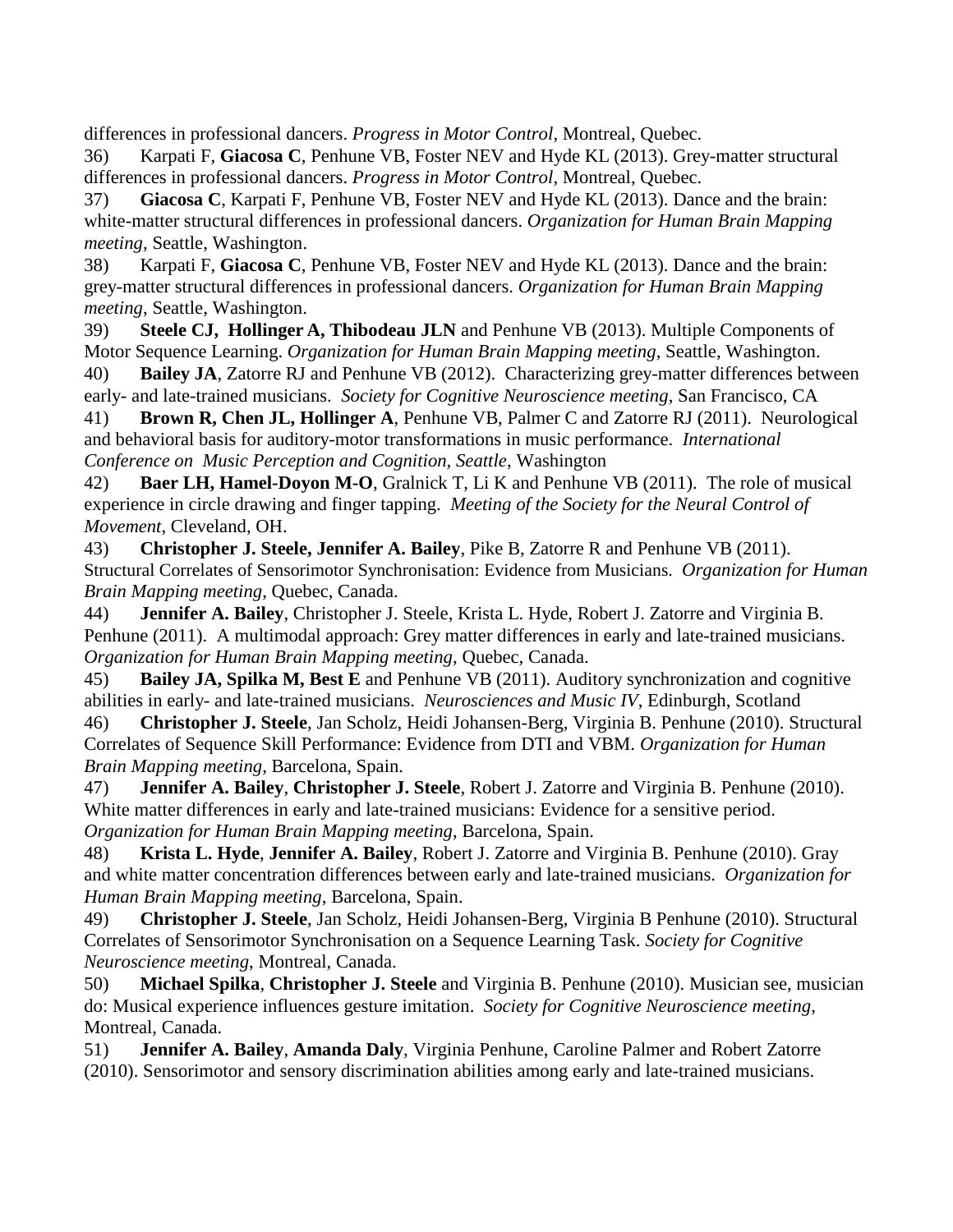differences in professional dancers. *Progress in Motor Control*, Montreal, Quebec.

36) Karpati F, **Giacosa C**, Penhune VB, Foster NEV and Hyde KL (2013). Grey-matter structural differences in professional dancers. *Progress in Motor Control*, Montreal, Quebec.

37) **Giacosa C**, Karpati F, Penhune VB, Foster NEV and Hyde KL (2013). Dance and the brain: white-matter structural differences in professional dancers. *Organization for Human Brain Mapping meeting*, Seattle, Washington.

38) Karpati F, **Giacosa C**, Penhune VB, Foster NEV and Hyde KL (2013). Dance and the brain: grey-matter structural differences in professional dancers. *Organization for Human Brain Mapping meeting*, Seattle, Washington.

39) **Steele CJ, Hollinger A, Thibodeau JLN** and Penhune VB (2013). Multiple Components of Motor Sequence Learning. *Organization for Human Brain Mapping meeting*, Seattle, Washington.

40) **Bailey JA**, Zatorre RJ and Penhune VB (2012). Characterizing grey-matter differences between early- and late-trained musicians. *Society for Cognitive Neuroscience meeting*, San Francisco, CA

41) **Brown R, Chen JL, Hollinger A**, Penhune VB, Palmer C and Zatorre RJ (2011). Neurological and behavioral basis for auditory-motor transformations in music performance. *International Conference on Music Perception and Cognition, Seattle*, Washington

42) **Baer LH, Hamel-Doyon M-O**, Gralnick T, Li K and Penhune VB (2011). The role of musical experience in circle drawing and finger tapping. *Meeting of the Society for the Neural Control of Movement*, Cleveland, OH.

43) **Christopher J. Steele, Jennifer A. Bailey**, Pike B, Zatorre R and Penhune VB (2011). Structural Correlates of Sensorimotor Synchronisation: Evidence from Musicians. *Organization for Human Brain Mapping meeting*, Quebec, Canada.

44) **Jennifer A. Bailey**, Christopher J. Steele, Krista L. Hyde, Robert J. Zatorre and Virginia B. Penhune (2011). A multimodal approach: Grey matter differences in early and late-trained musicians. *Organization for Human Brain Mapping meeting*, Quebec, Canada.

45) **Bailey JA, Spilka M, Best E** and Penhune VB (2011). Auditory synchronization and cognitive abilities in early- and late-trained musicians. *Neurosciences and Music IV*, Edinburgh, Scotland

46) **Christopher J. Steele**, Jan Scholz, Heidi Johansen-Berg, Virginia B. Penhune (2010). Structural Correlates of Sequence Skill Performance: Evidence from DTI and VBM. *Organization for Human Brain Mapping meeting*, Barcelona, Spain.

47) **Jennifer A. Bailey**, **Christopher J. Steele**, Robert J. Zatorre and Virginia B. Penhune (2010). White matter differences in early and late-trained musicians: Evidence for a sensitive period. *Organization for Human Brain Mapping meeting*, Barcelona, Spain.

48) **Krista L. Hyde**, **Jennifer A. Bailey**, Robert J. Zatorre and Virginia B. Penhune (2010). Gray and white matter concentration differences between early and late-trained musicians. *Organization for Human Brain Mapping meeting*, Barcelona, Spain.

49) **Christopher J. Steele**, Jan Scholz, Heidi Johansen-Berg, Virginia B Penhune (2010). Structural Correlates of Sensorimotor Synchronisation on a Sequence Learning Task. *Society for Cognitive Neuroscience meeting*, Montreal, Canada.

50) **Michael Spilka**, **Christopher J. Steele** and Virginia B. Penhune (2010). Musician see, musician do: Musical experience influences gesture imitation. *Society for Cognitive Neuroscience meeting*, Montreal, Canada.

51) **Jennifer A. Bailey**, **Amanda Daly**, Virginia Penhune, Caroline Palmer and Robert Zatorre (2010). Sensorimotor and sensory discrimination abilities among early and late-trained musicians.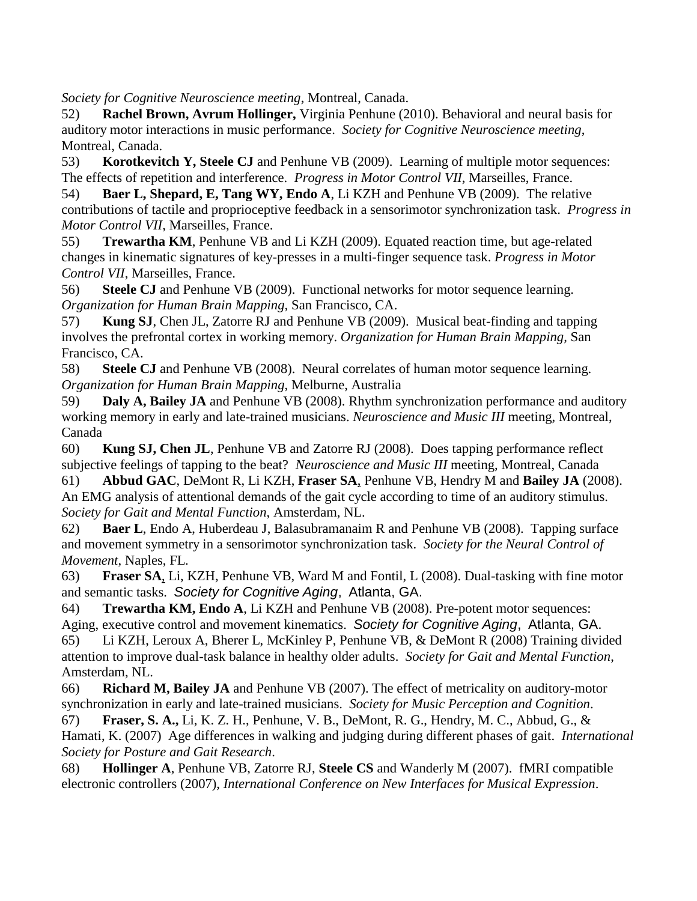*Society for Cognitive Neuroscience meeting*, Montreal, Canada.

52) **Rachel Brown, Avrum Hollinger,** Virginia Penhune (2010). Behavioral and neural basis for auditory motor interactions in music performance. *Society for Cognitive Neuroscience meeting*, Montreal, Canada.

53) **Korotkevitch Y, Steele CJ** and Penhune VB (2009). Learning of multiple motor sequences: The effects of repetition and interference. *Progress in Motor Control VII*, Marseilles, France.

54) **Baer L, Shepard, E, Tang WY, Endo A**, Li KZH and Penhune VB (2009). The relative contributions of tactile and proprioceptive feedback in a sensorimotor synchronization task. *Progress in Motor Control VII*, Marseilles, France.

55) **Trewartha KM**, Penhune VB and Li KZH (2009). Equated reaction time, but age-related changes in kinematic signatures of key-presses in a multi-finger sequence task. *Progress in Motor Control VII*, Marseilles, France.

56) **Steele CJ** and Penhune VB (2009). Functional networks for motor sequence learning. *Organization for Human Brain Mapping*, San Francisco, CA.

57) **Kung SJ**, Chen JL, Zatorre RJ and Penhune VB (2009). Musical beat-finding and tapping involves the prefrontal cortex in working memory. *Organization for Human Brain Mapping*, San Francisco, CA.

58) **Steele CJ** and Penhune VB (2008). Neural correlates of human motor sequence learning. *Organization for Human Brain Mapping*, Melburne, Australia

59) **Daly A, Bailey JA** and Penhune VB (2008). Rhythm synchronization performance and auditory working memory in early and late-trained musicians. *Neuroscience and Music III* meeting, Montreal, Canada

60) **Kung SJ, Chen JL**, Penhune VB and Zatorre RJ (2008). Does tapping performance reflect subjective feelings of tapping to the beat? *Neuroscience and Music III* meeting, Montreal, Canada

61) **Abbud GAC**, DeMont R, Li KZH, **Fraser SA**, Penhune VB, Hendry M and **Bailey JA** (2008). An EMG analysis of attentional demands of the gait cycle according to time of an auditory stimulus. *Society for Gait and Mental Function*, Amsterdam, NL.

62) **Baer L**, Endo A, Huberdeau J, Balasubramanaim R and Penhune VB (2008). Tapping surface and movement symmetry in a sensorimotor synchronization task. *Society for the Neural Control of Movement*, Naples, FL.

63) **Fraser SA**, Li, KZH, Penhune VB, Ward M and Fontil, L (2008). Dual-tasking with fine motor and semantic tasks. *Society for Cognitive Aging*, Atlanta, GA.

64) **Trewartha KM, Endo A**, Li KZH and Penhune VB (2008). Pre-potent motor sequences: Aging, executive control and movement kinematics. *Society for Cognitive Aging*, Atlanta, GA.

65) Li KZH, Leroux A, Bherer L, McKinley P, Penhune VB, & DeMont R (2008) Training divided attention to improve dual-task balance in healthy older adults. *Society for Gait and Mental Function*, Amsterdam, NL.

66) **Richard M, Bailey JA** and Penhune VB (2007). The effect of metricality on auditory-motor synchronization in early and late-trained musicians. *Society for Music Perception and Cognition*.

67) **Fraser, S. A.,** Li, K. Z. H., Penhune, V. B., DeMont, R. G., Hendry, M. C., Abbud, G., & Hamati, K. (2007) Age differences in walking and judging during different phases of gait. *International Society for Posture and Gait Research*.

68) **Hollinger A**, Penhune VB, Zatorre RJ, **Steele CS** and Wanderly M (2007). fMRI compatible electronic controllers (2007), *International Conference on New Interfaces for Musical Expression*.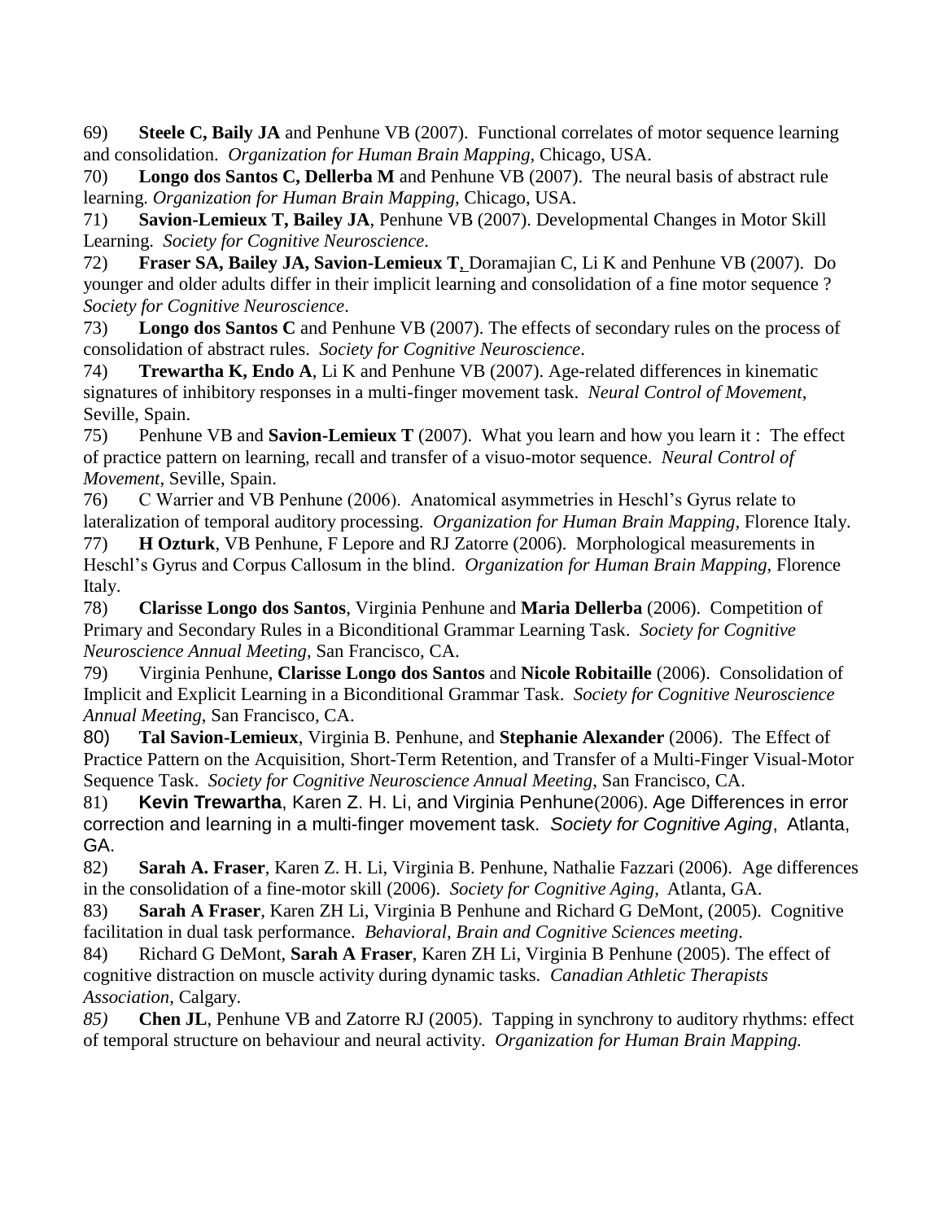69) **Steele C, Baily JA** and Penhune VB (2007). Functional correlates of motor sequence learning and consolidation. *Organization for Human Brain Mapping*, Chicago, USA.

70) **Longo dos Santos C, Dellerba M** and Penhune VB (2007). The neural basis of abstract rule learning. *Organization for Human Brain Mapping*, Chicago, USA.

71) **Savion-Lemieux T, Bailey JA**, Penhune VB (2007). Developmental Changes in Motor Skill Learning. *Society for Cognitive Neuroscience*.

72) **Fraser SA, Bailey JA, Savion-Lemieux T**, Doramajian C, Li K and Penhune VB (2007). Do younger and older adults differ in their implicit learning and consolidation of a fine motor sequence ? *Society for Cognitive Neuroscience*.

73) **Longo dos Santos C** and Penhune VB (2007). The effects of secondary rules on the process of consolidation of abstract rules. *Society for Cognitive Neuroscience*.

74) **Trewartha K, Endo A**, Li K and Penhune VB (2007). Age-related differences in kinematic signatures of inhibitory responses in a multi-finger movement task. *Neural Control of Movement*, Seville, Spain.

75) Penhune VB and **Savion-Lemieux T** (2007). What you learn and how you learn it : The effect of practice pattern on learning, recall and transfer of a visuo-motor sequence. *Neural Control of Movement*, Seville, Spain.

76) C Warrier and VB Penhune (2006). Anatomical asymmetries in Heschl's Gyrus relate to lateralization of temporal auditory processing. *Organization for Human Brain Mapping*, Florence Italy.

77) **H Ozturk**, VB Penhune, F Lepore and RJ Zatorre (2006). Morphological measurements in Heschl's Gyrus and Corpus Callosum in the blind. *Organization for Human Brain Mapping*, Florence Italy.

78) **Clarisse Longo dos Santos**, Virginia Penhune and **Maria Dellerba** (2006). Competition of Primary and Secondary Rules in a Biconditional Grammar Learning Task. *Society for Cognitive Neuroscience Annual Meeting*, San Francisco, CA.

79) Virginia Penhune, **Clarisse Longo dos Santos** and **Nicole Robitaille** (2006). Consolidation of Implicit and Explicit Learning in a Biconditional Grammar Task. *Society for Cognitive Neuroscience Annual Meeting*, San Francisco, CA.

80) **Tal Savion-Lemieux**, Virginia B. Penhune, and **Stephanie Alexander** (2006). The Effect of Practice Pattern on the Acquisition, Short-Term Retention, and Transfer of a Multi-Finger Visual-Motor Sequence Task. *Society for Cognitive Neuroscience Annual Meeting*, San Francisco, CA.

81) **Kevin Trewartha**, Karen Z. H. Li, and Virginia Penhune(2006). Age Differences in error correction and learning in a multi-finger movement task. *Society for Cognitive Aging*, Atlanta, GA.

82) **Sarah A. Fraser**, Karen Z. H. Li, Virginia B. Penhune, Nathalie Fazzari (2006). Age differences in the consolidation of a fine-motor skill (2006). *Society for Cognitive Aging*, Atlanta, GA.

83) **Sarah A Fraser**, Karen ZH Li, Virginia B Penhune and Richard G DeMont, (2005). Cognitive facilitation in dual task performance. *Behavioral, Brain and Cognitive Sciences meeting*.

84) Richard G DeMont, **Sarah A Fraser**, Karen ZH Li, Virginia B Penhune (2005). The effect of cognitive distraction on muscle activity during dynamic tasks. *Canadian Athletic Therapists Association*, Calgary.

85) **Chen JL**, Penhune VB and Zatorre RJ (2005). Tapping in synchrony to auditory rhythms: effect of temporal structure on behaviour and neural activity. *Organization for Human Brain Mapping.*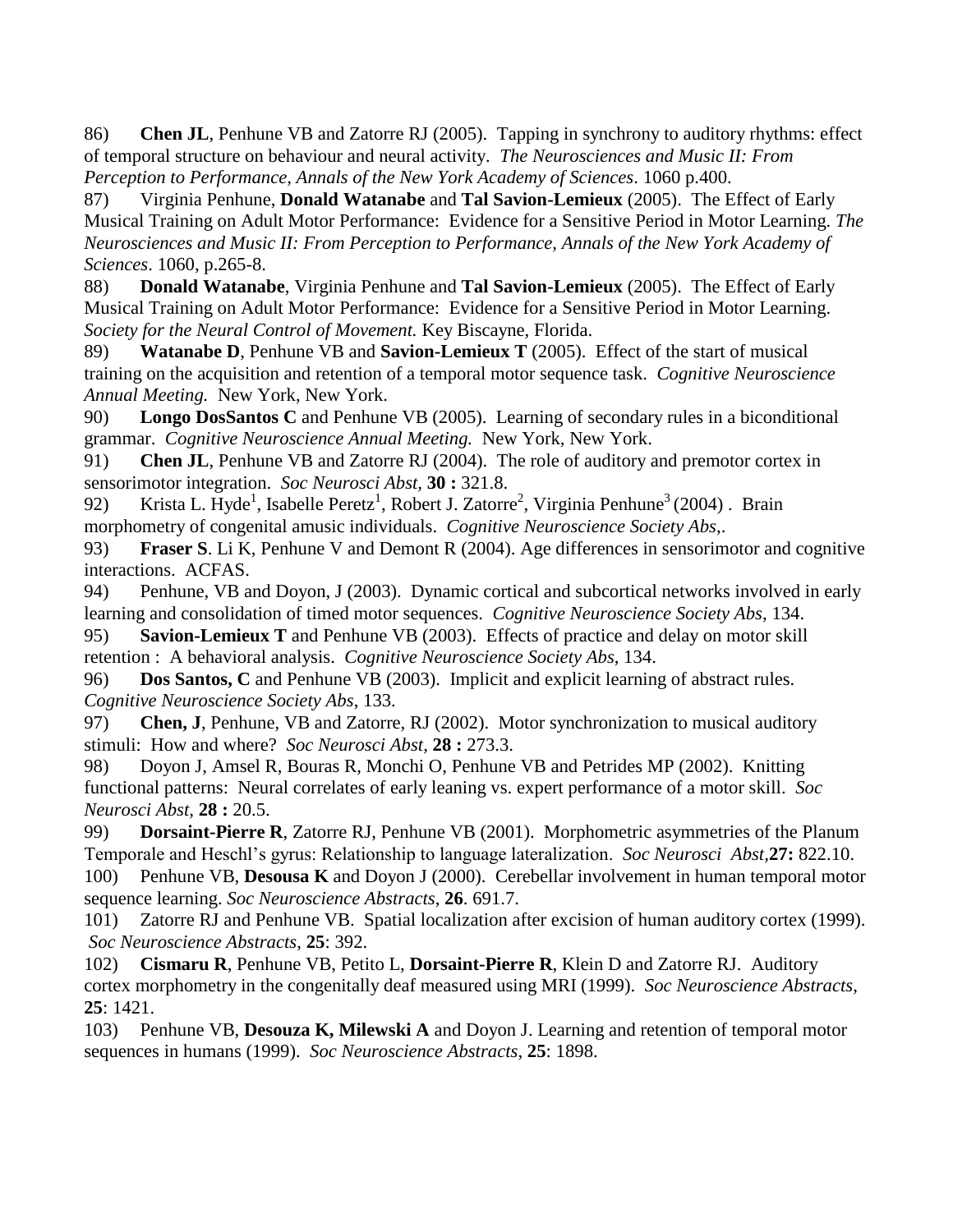86) **Chen JL**, Penhune VB and Zatorre RJ (2005). Tapping in synchrony to auditory rhythms: effect of temporal structure on behaviour and neural activity. *The Neurosciences and Music II: From Perception to Performance, Annals of the New York Academy of Sciences*. 1060 p.400.

87) Virginia Penhune, **Donald Watanabe** and **Tal Savion-Lemieux** (2005). The Effect of Early Musical Training on Adult Motor Performance: Evidence for a Sensitive Period in Motor Learning. *The Neurosciences and Music II: From Perception to Performance, Annals of the New York Academy of Sciences*. 1060, p.265-8.

88) **Donald Watanabe**, Virginia Penhune and **Tal Savion-Lemieux** (2005). The Effect of Early Musical Training on Adult Motor Performance: Evidence for a Sensitive Period in Motor Learning. *Society for the Neural Control of Movement.* Key Biscayne, Florida.

89) **Watanabe D**, Penhune VB and **Savion-Lemieux T** (2005). Effect of the start of musical training on the acquisition and retention of a temporal motor sequence task. *Cognitive Neuroscience Annual Meeting.* New York, New York.

90) **Longo DosSantos C** and Penhune VB (2005). Learning of secondary rules in a biconditional grammar. *Cognitive Neuroscience Annual Meeting.* New York, New York.

91) **Chen JL**, Penhune VB and Zatorre RJ (2004). The role of auditory and premotor cortex in sensorimotor integration. *Soc Neurosci Abst,* **30 :** 321.8.

92) Krista L. Hyde[1], Isabelle Peretz[1], Robert J. Zatorre[2], Virginia Penhune[3] (2004) . Brain morphometry of congenital amusic individuals. *Cognitive Neuroscience Society Abs*,.

93) **Fraser S**. Li K, Penhune V and Demont R (2004). Age differences in sensorimotor and cognitive interactions. ACFAS.

94) Penhune, VB and Doyon, J (2003). Dynamic cortical and subcortical networks involved in early learning and consolidation of timed motor sequences. *Cognitive Neuroscience Society Abs*, 134.

95) **Savion-Lemieux T** and Penhune VB (2003). Effects of practice and delay on motor skill retention : A behavioral analysis. *Cognitive Neuroscience Society Abs*, 134.

96) **Dos Santos, C** and Penhune VB (2003). Implicit and explicit learning of abstract rules. *Cognitive Neuroscience Society Abs*, 133.

97) **Chen, J**, Penhune, VB and Zatorre, RJ (2002). Motor synchronization to musical auditory stimuli: How and where? *Soc Neurosci Abst,* **28 :** 273.3.

98) Doyon J, Amsel R, Bouras R, Monchi O, Penhune VB and Petrides MP (2002). Knitting functional patterns: Neural correlates of early leaning vs. expert performance of a motor skill. *Soc Neurosci Abst,* **28 :** 20.5.

99) **Dorsaint-Pierre R**, Zatorre RJ, Penhune VB (2001). Morphometric asymmetries of the Planum Temporale and Heschl's gyrus: Relationship to language lateralization. *Soc Neurosci Abst,***27:** 822.10.

100) Penhune VB, **Desousa K** and Doyon J (2000). Cerebellar involvement in human temporal motor sequence learning. *Soc Neuroscience Abstracts*, **26**. 691.7.

101) Zatorre RJ and Penhune VB. Spatial localization after excision of human auditory cortex (1999). *Soc Neuroscience Abstracts*, **25**: 392.

102) **Cismaru R**, Penhune VB, Petito L, **Dorsaint-Pierre R**, Klein D and Zatorre RJ. Auditory cortex morphometry in the congenitally deaf measured using MRI (1999). *Soc Neuroscience Abstracts*, **25**: 1421.

103) Penhune VB, **Desouza K, Milewski A** and Doyon J. Learning and retention of temporal motor sequences in humans (1999). *Soc Neuroscience Abstracts*, **25**: 1898.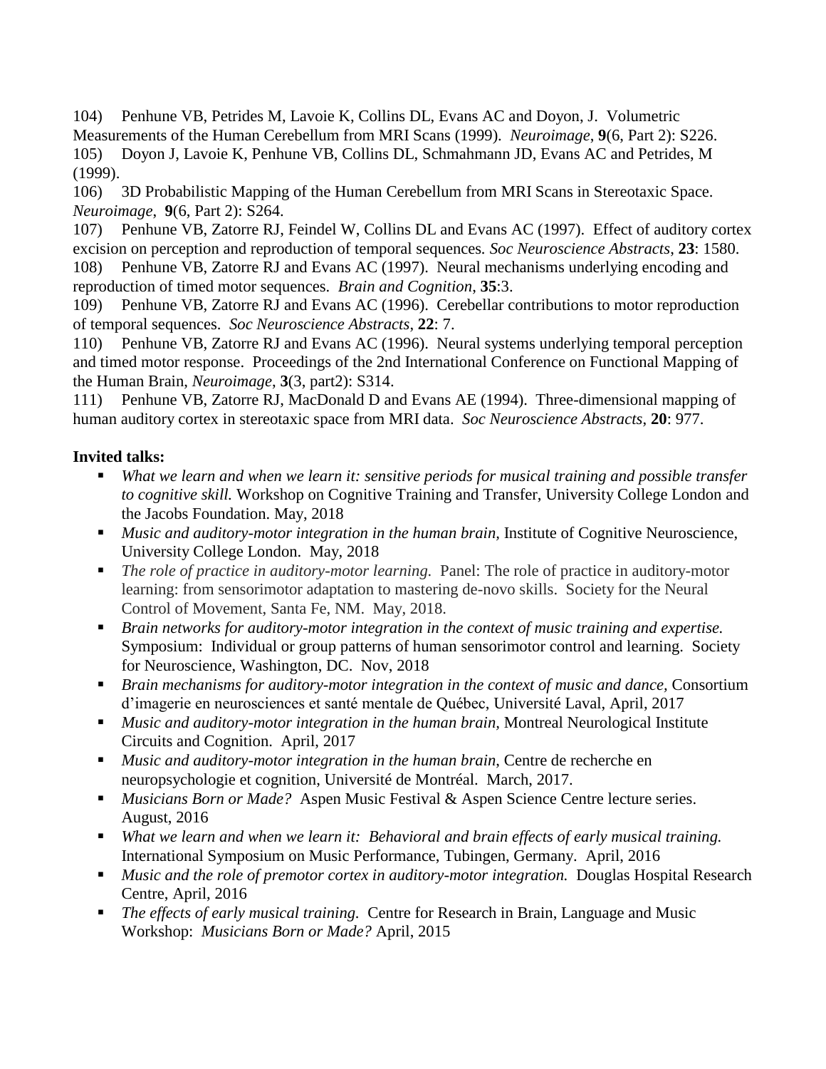104) Penhune VB, Petrides M, Lavoie K, Collins DL, Evans AC and Doyon, J. Volumetric Measurements of the Human Cerebellum from MRI Scans (1999). *Neuroimage*, **9**(6, Part 2): S226.

105) Doyon J, Lavoie K, Penhune VB, Collins DL, Schmahmann JD, Evans AC and Petrides, M (1999).

106) 3D Probabilistic Mapping of the Human Cerebellum from MRI Scans in Stereotaxic Space. *Neuroimage*, **9**(6, Part 2): S264.

107) Penhune VB, Zatorre RJ, Feindel W, Collins DL and Evans AC (1997). Effect of auditory cortex excision on perception and reproduction of temporal sequences. *Soc Neuroscience Abstracts*, **23**: 1580.

108) Penhune VB, Zatorre RJ and Evans AC (1997). Neural mechanisms underlying encoding and reproduction of timed motor sequences. *Brain and Cognition*, **35**:3.

109) Penhune VB, Zatorre RJ and Evans AC (1996). Cerebellar contributions to motor reproduction of temporal sequences. *Soc Neuroscience Abstracts*, **22**: 7.

110) Penhune VB, Zatorre RJ and Evans AC (1996). Neural systems underlying temporal perception and timed motor response. Proceedings of the 2nd International Conference on Functional Mapping of the Human Brain, *Neuroimage*, **3**(3, part2): S314.

111) Penhune VB, Zatorre RJ, MacDonald D and Evans AE (1994). Three-dimensional mapping of human auditory cortex in stereotaxic space from MRI data. *Soc Neuroscience Abstracts*, **20**: 977.

**Invited talks:**

- *What we learn and when we learn it: sensitive periods for musical training and possible transfer to cognitive skill.* Workshop on Cognitive Training and Transfer, University College London and the Jacobs Foundation. May, 2018
- *Music and auditory-motor integration in the human brain*, Institute of Cognitive Neuroscience, University College London. May, 2018
- *The role of practice in auditory-motor learning.* Panel: The role of practice in auditory-motor learning: from sensorimotor adaptation to mastering de-novo skills. Society for the Neural Control of Movement, Santa Fe, NM. May, 2018.
- *Brain networks for auditory-motor integration in the context of music training and expertise.* Symposium: Individual or group patterns of human sensorimotor control and learning. Society for Neuroscience, Washington, DC. Nov, 2018
- *Brain mechanisms for auditory-motor integration in the context of music and dance*, Consortium d'imagerie en neurosciences et santé mentale de Québec, Université Laval, April, 2017
- *Music and auditory-motor integration in the human brain*, Montreal Neurological Institute Circuits and Cognition. April, 2017
- *Music and auditory-motor integration in the human brain*, Centre de recherche en neuropsychologie et cognition, Université de Montréal. March, 2017.
- *Musicians Born or Made?* Aspen Music Festival & Aspen Science Centre lecture series. August, 2016
- *What we learn and when we learn it: Behavioral and brain effects of early musical training.* International Symposium on Music Performance, Tubingen, Germany. April, 2016
- *Music and the role of premotor cortex in auditory-motor integration.* Douglas Hospital Research Centre, April, 2016
- *The effects of early musical training.* Centre for Research in Brain, Language and Music Workshop: *Musicians Born or Made?* April, 2015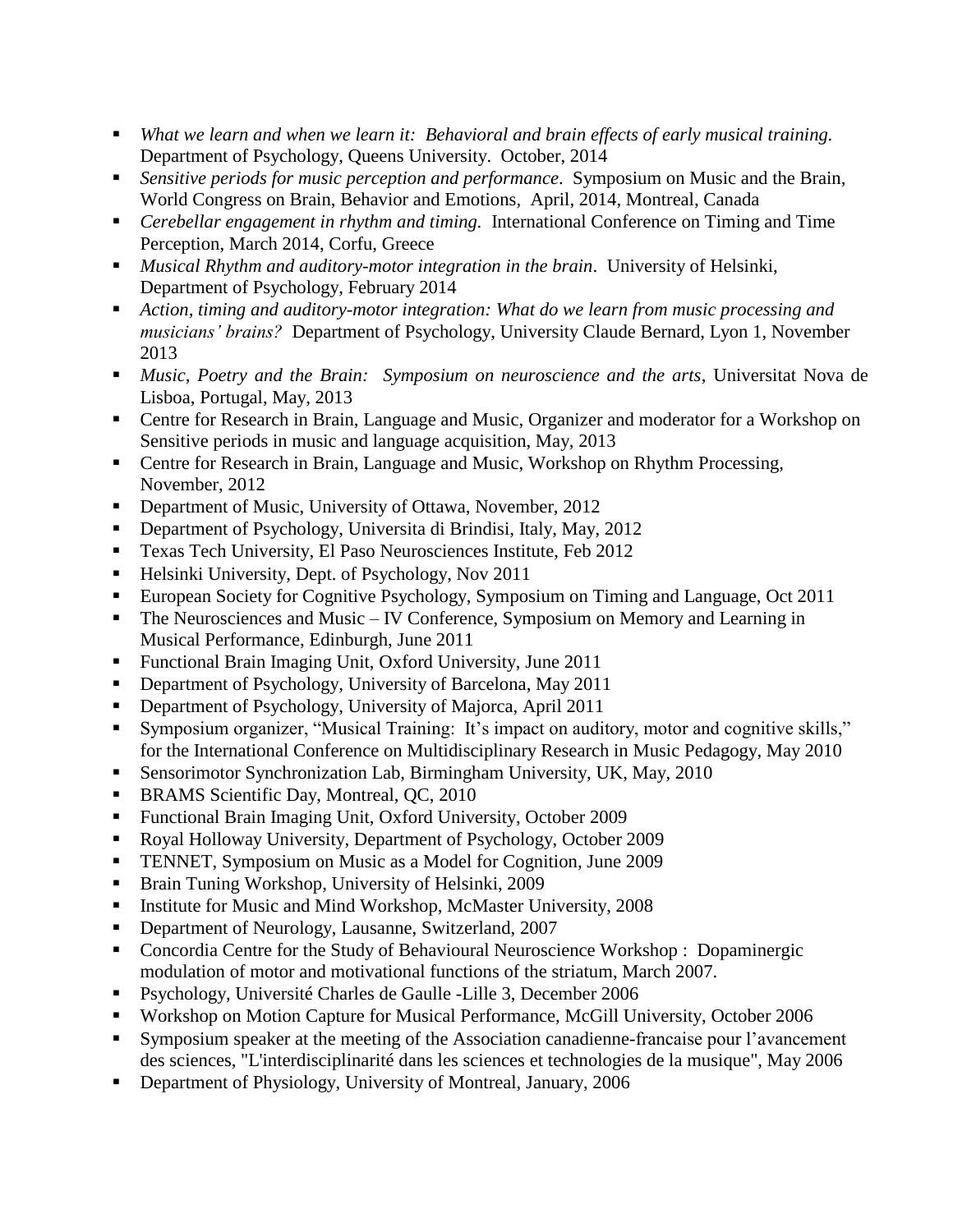- *What we learn and when we learn it: Behavioral and brain effects of early musical training.* Department of Psychology, Queens University. October, 2014
- *Sensitive periods for music perception and performance*. Symposium on Music and the Brain, World Congress on Brain, Behavior and Emotions, April, 2014, Montreal, Canada
- *Cerebellar engagement in rhythm and timing.* International Conference on Timing and Time Perception, March 2014, Corfu, Greece
- *Musical Rhythm and auditory-motor integration in the brain*. University of Helsinki, Department of Psychology, February 2014
- *Action, timing and auditory-motor integration: What do we learn from music processing and musicians' brains?* Department of Psychology, University Claude Bernard, Lyon 1, November 2013
- *Music, Poetry and the Brain: Symposium on neuroscience and the arts*, Universitat Nova de Lisboa, Portugal, May, 2013
- Centre for Research in Brain, Language and Music, Organizer and moderator for a Workshop on Sensitive periods in music and language acquisition, May, 2013
- Centre for Research in Brain, Language and Music, Workshop on Rhythm Processing, November, 2012
- Department of Music, University of Ottawa, November, 2012
- Department of Psychology, Universita di Brindisi, Italy, May, 2012
- Texas Tech University, El Paso Neurosciences Institute, Feb 2012
- Helsinki University, Dept. of Psychology, Nov 2011
- European Society for Cognitive Psychology, Symposium on Timing and Language, Oct 2011
- The Neurosciences and Music – IV Conference, Symposium on Memory and Learning in Musical Performance, Edinburgh, June 2011
- Functional Brain Imaging Unit, Oxford University, June 2011
- Department of Psychology, University of Barcelona, May 2011
- Department of Psychology, University of Majorca, April 2011
- Symposium organizer, "Musical Training: It's impact on auditory, motor and cognitive skills," for the International Conference on Multidisciplinary Research in Music Pedagogy, May 2010
- Sensorimotor Synchronization Lab, Birmingham University, UK, May, 2010
- BRAMS Scientific Day, Montreal, QC, 2010
- Functional Brain Imaging Unit, Oxford University, October 2009
- Royal Holloway University, Department of Psychology, October 2009
- TENNET, Symposium on Music as a Model for Cognition, June 2009
- Brain Tuning Workshop, University of Helsinki, 2009
- Institute for Music and Mind Workshop, McMaster University, 2008
- Department of Neurology, Lausanne, Switzerland, 2007
- Concordia Centre for the Study of Behavioural Neuroscience Workshop : Dopaminergic modulation of motor and motivational functions of the striatum, March 2007.
- Psychology, Université Charles de Gaulle -Lille 3, December 2006
- Workshop on Motion Capture for Musical Performance, McGill University, October 2006
- Symposium speaker at the meeting of the Association canadienne-francaise pour l'avancement des sciences, "L'interdisciplinarité dans les sciences et technologies de la musique", May 2006
- Department of Physiology, University of Montreal, January, 2006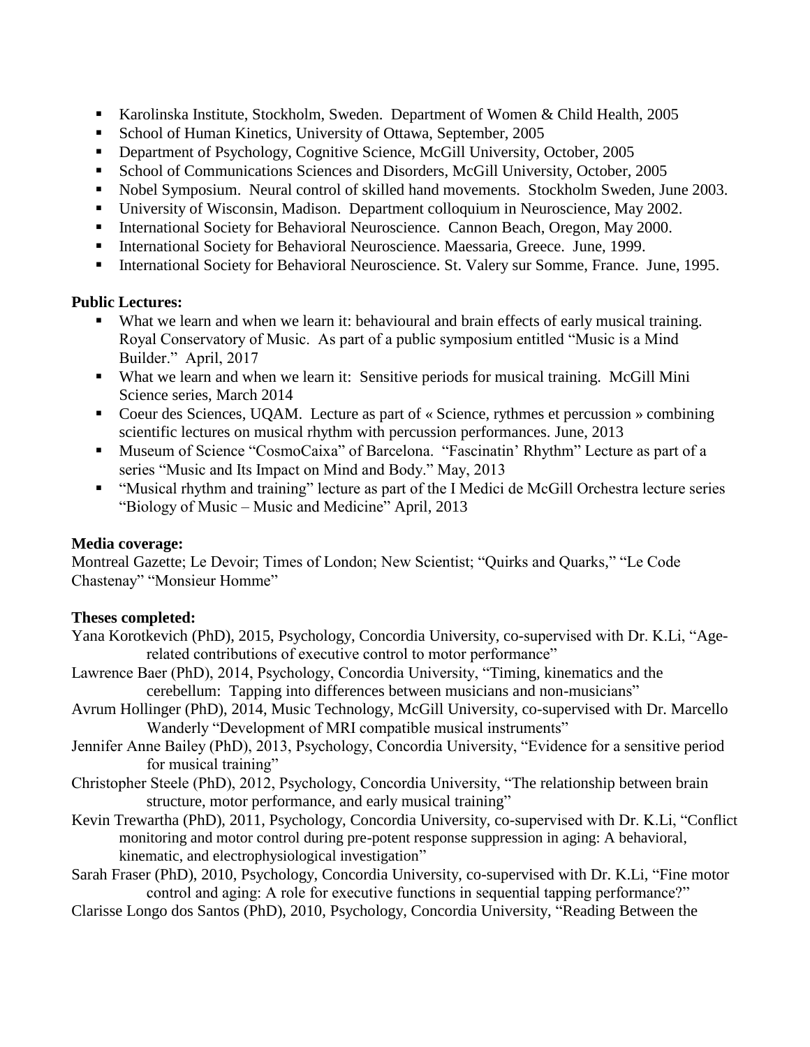- Karolinska Institute, Stockholm, Sweden. Department of Women & Child Health, 2005
- School of Human Kinetics, University of Ottawa, September, 2005
- Department of Psychology, Cognitive Science, McGill University, October, 2005
- School of Communications Sciences and Disorders, McGill University, October, 2005
- Nobel Symposium. Neural control of skilled hand movements. Stockholm Sweden, June 2003.
- University of Wisconsin, Madison. Department colloquium in Neuroscience, May 2002.
- International Society for Behavioral Neuroscience. Cannon Beach, Oregon, May 2000.
- International Society for Behavioral Neuroscience. Maessaria, Greece. June, 1999.
- International Society for Behavioral Neuroscience. St. Valery sur Somme, France. June, 1995.

**Public Lectures:**

- What we learn and when we learn it: behavioural and brain effects of early musical training. Royal Conservatory of Music. As part of a public symposium entitled "Music is a Mind Builder." April, 2017
- What we learn and when we learn it: Sensitive periods for musical training. McGill Mini Science series, March 2014
- Coeur des Sciences, UQAM. Lecture as part of « Science, rythmes et percussion » combining scientific lectures on musical rhythm with percussion performances. June, 2013
- Museum of Science "CosmoCaixa" of Barcelona. "Fascinatin' Rhythm" Lecture as part of a series "Music and Its Impact on Mind and Body." May, 2013
- "Musical rhythm and training" lecture as part of the I Medici de McGill Orchestra lecture series "Biology of Music – Music and Medicine" April, 2013

**Media coverage:**

Montreal Gazette; Le Devoir; Times of London; New Scientist; "Quirks and Quarks," "Le Code Chastenay" "Monsieur Homme"

**Theses completed:**

Yana Korotkevich (PhD), 2015, Psychology, Concordia University, co-supervised with Dr. K.Li, "Age-related contributions of executive control to motor performance"

Lawrence Baer (PhD), 2014, Psychology, Concordia University, "Timing, kinematics and the cerebellum: Tapping into differences between musicians and non-musicians"

Avrum Hollinger (PhD), 2014, Music Technology, McGill University, co-supervised with Dr. Marcello Wanderly "Development of MRI compatible musical instruments"

Jennifer Anne Bailey (PhD), 2013, Psychology, Concordia University, "Evidence for a sensitive period for musical training"

Christopher Steele (PhD), 2012, Psychology, Concordia University, "The relationship between brain structure, motor performance, and early musical training"

Kevin Trewartha (PhD), 2011, Psychology, Concordia University, co-supervised with Dr. K.Li, "Conflict monitoring and motor control during pre-potent response suppression in aging: A behavioral, kinematic, and electrophysiological investigation"

Sarah Fraser (PhD), 2010, Psychology, Concordia University, co-supervised with Dr. K.Li, "Fine motor control and aging: A role for executive functions in sequential tapping performance?"

Clarisse Longo dos Santos (PhD), 2010, Psychology, Concordia University, "Reading Between the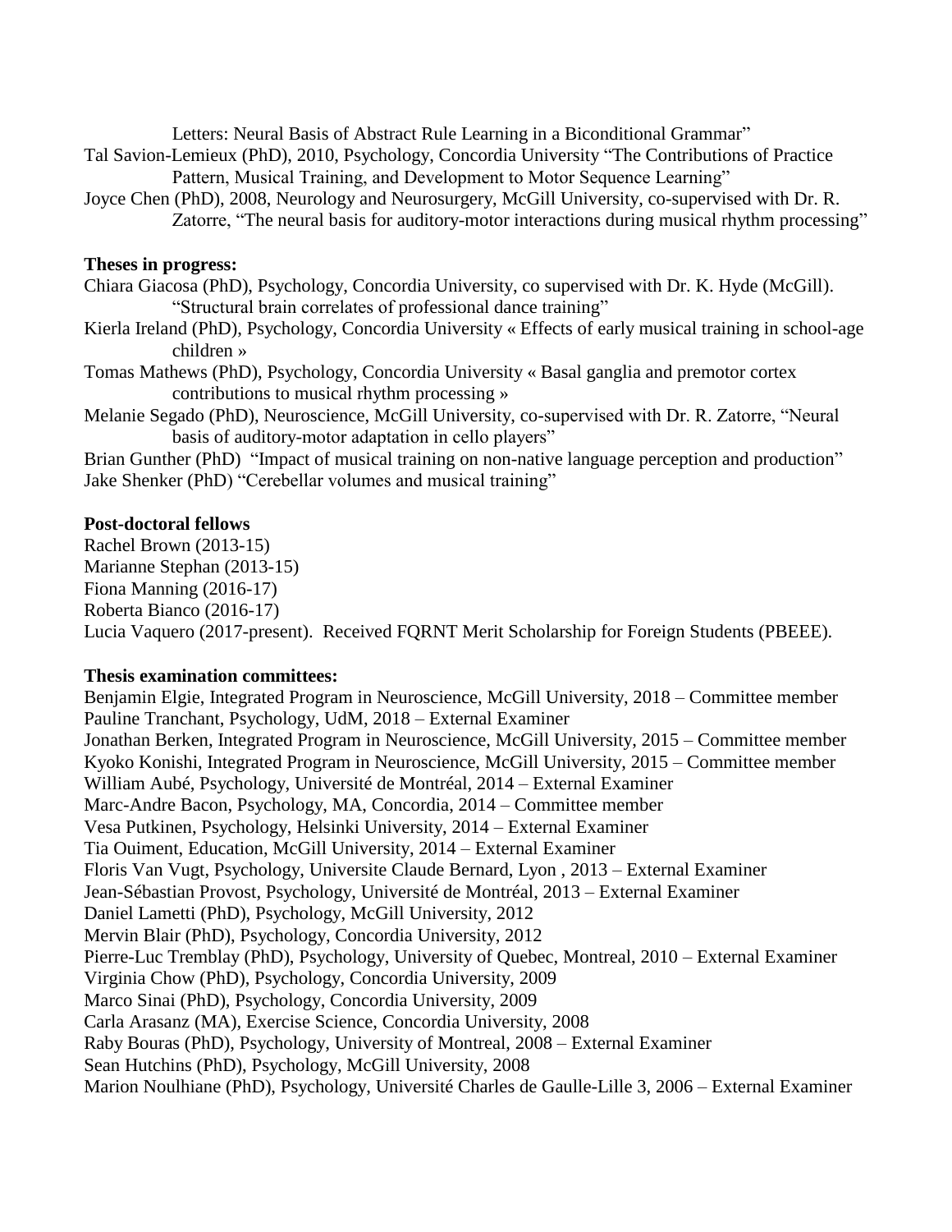Letters: Neural Basis of Abstract Rule Learning in a Biconditional Grammar"

Tal Savion-Lemieux (PhD), 2010, Psychology, Concordia University "The Contributions of Practice Pattern, Musical Training, and Development to Motor Sequence Learning"

Joyce Chen (PhD), 2008, Neurology and Neurosurgery, McGill University, co-supervised with Dr. R. Zatorre, "The neural basis for auditory-motor interactions during musical rhythm processing"

**Theses in progress:**

Chiara Giacosa (PhD), Psychology, Concordia University, co supervised with Dr. K. Hyde (McGill). "Structural brain correlates of professional dance training"

Kierla Ireland (PhD), Psychology, Concordia University « Effects of early musical training in school-age children »

Tomas Mathews (PhD), Psychology, Concordia University « Basal ganglia and premotor cortex contributions to musical rhythm processing »

Melanie Segado (PhD), Neuroscience, McGill University, co-supervised with Dr. R. Zatorre, "Neural basis of auditory-motor adaptation in cello players"

Brian Gunther (PhD) "Impact of musical training on non-native language perception and production"

Jake Shenker (PhD) "Cerebellar volumes and musical training"

**Post-doctoral fellows**

Rachel Brown (2013-15)
Marianne Stephan (2013-15)
Fiona Manning (2016-17)
Roberta Bianco (2016-17)
Lucia Vaquero (2017-present). Received FQRNT Merit Scholarship for Foreign Students (PBEEE).

**Thesis examination committees:**

Benjamin Elgie, Integrated Program in Neuroscience, McGill University, 2018 – Committee member
Pauline Tranchant, Psychology, UdM, 2018 – External Examiner
Jonathan Berken, Integrated Program in Neuroscience, McGill University, 2015 – Committee member
Kyoko Konishi, Integrated Program in Neuroscience, McGill University, 2015 – Committee member
William Aubé, Psychology, Université de Montréal, 2014 – External Examiner
Marc-Andre Bacon, Psychology, MA, Concordia, 2014 – Committee member
Vesa Putkinen, Psychology, Helsinki University, 2014 – External Examiner
Tia Ouiment, Education, McGill University, 2014 – External Examiner
Floris Van Vugt, Psychology, Universite Claude Bernard, Lyon , 2013 – External Examiner
Jean-Sébastian Provost, Psychology, Université de Montréal, 2013 – External Examiner
Daniel Lametti (PhD), Psychology, McGill University, 2012
Mervin Blair (PhD), Psychology, Concordia University, 2012
Pierre-Luc Tremblay (PhD), Psychology, University of Quebec, Montreal, 2010 – External Examiner
Virginia Chow (PhD), Psychology, Concordia University, 2009
Marco Sinai (PhD), Psychology, Concordia University, 2009
Carla Arasanz (MA), Exercise Science, Concordia University, 2008
Raby Bouras (PhD), Psychology, University of Montreal, 2008 – External Examiner
Sean Hutchins (PhD), Psychology, McGill University, 2008
Marion Noulhiane (PhD), Psychology, Université Charles de Gaulle-Lille 3, 2006 – External Examiner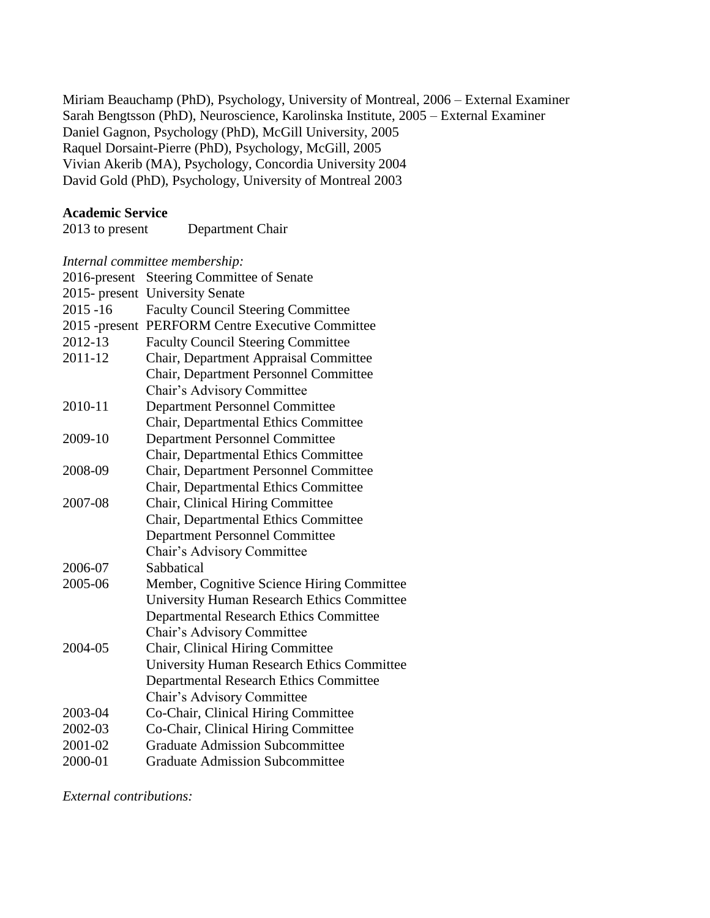Miriam Beauchamp (PhD), Psychology, University of Montreal, 2006 – External Examiner
Sarah Bengtsson (PhD), Neuroscience, Karolinska Institute, 2005 – External Examiner
Daniel Gagnon, Psychology (PhD), McGill University, 2005
Raquel Dorsaint-Pierre (PhD), Psychology, McGill, 2005
Vivian Akerib (MA), Psychology, Concordia University 2004
David Gold (PhD), Psychology, University of Montreal 2003

**Academic Service**

2013 to present    Department Chair

*Internal committee membership:*

| | |
|---|---|
| 2016-present | Steering Committee of Senate |
| 2015- present | University Senate |
| 2015 -16 | Faculty Council Steering Committee |
| 2015 -present | PERFORM Centre Executive Committee |
| 2012-13 | Faculty Council Steering Committee |
| 2011-12 | Chair, Department Appraisal Committee |
| | Chair, Department Personnel Committee |
| | Chair's Advisory Committee |
| 2010-11 | Department Personnel Committee |
| | Chair, Departmental Ethics Committee |
| 2009-10 | Department Personnel Committee |
| | Chair, Departmental Ethics Committee |
| 2008-09 | Chair, Department Personnel Committee |
| | Chair, Departmental Ethics Committee |
| 2007-08 | Chair, Clinical Hiring Committee |
| | Chair, Departmental Ethics Committee |
| | Department Personnel Committee |
| | Chair's Advisory Committee |
| 2006-07 | Sabbatical |
| 2005-06 | Member, Cognitive Science Hiring Committee |
| | University Human Research Ethics Committee |
| | Departmental Research Ethics Committee |
| | Chair's Advisory Committee |
| 2004-05 | Chair, Clinical Hiring Committee |
| | University Human Research Ethics Committee |
| | Departmental Research Ethics Committee |
| | Chair's Advisory Committee |
| 2003-04 | Co-Chair, Clinical Hiring Committee |
| 2002-03 | Co-Chair, Clinical Hiring Committee |
| 2001-02 | Graduate Admission Subcommittee |
| 2000-01 | Graduate Admission Subcommittee |

*External contributions:*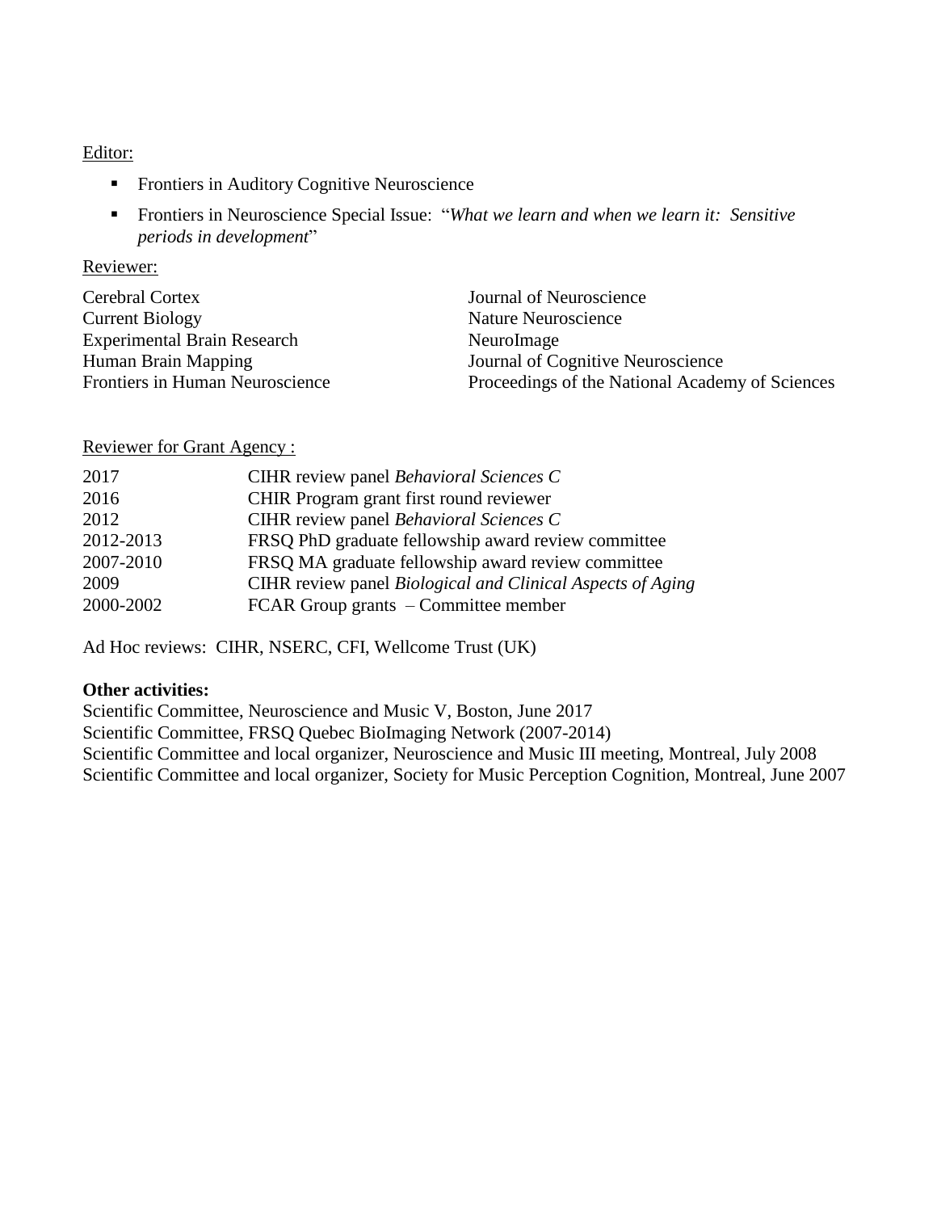Editor:

- Frontiers in Auditory Cognitive Neuroscience
- Frontiers in Neuroscience Special Issue: "*What we learn and when we learn it: Sensitive periods in development*"

Reviewer:

| | |
|---|---|
| Cerebral Cortex | Journal of Neuroscience |
| Current Biology | Nature Neuroscience |
| Experimental Brain Research | NeuroImage |
| Human Brain Mapping | Journal of Cognitive Neuroscience |
| Frontiers in Human Neuroscience | Proceedings of the National Academy of Sciences |

Reviewer for Grant Agency :

| | |
|---|---|
| 2017 | CIHR review panel *Behavioral Sciences C* |
| 2016 | CHIR Program grant first round reviewer |
| 2012 | CIHR review panel *Behavioral Sciences C* |
| 2012-2013 | FRSQ PhD graduate fellowship award review committee |
| 2007-2010 | FRSQ MA graduate fellowship award review committee |
| 2009 | CIHR review panel *Biological and Clinical Aspects of Aging* |
| 2000-2002 | FCAR Group grants – Committee member |

Ad Hoc reviews: CIHR, NSERC, CFI, Wellcome Trust (UK)

**Other activities:**

Scientific Committee, Neuroscience and Music V, Boston, June 2017
Scientific Committee, FRSQ Quebec BioImaging Network (2007-2014)
Scientific Committee and local organizer, Neuroscience and Music III meeting, Montreal, July 2008
Scientific Committee and local organizer, Society for Music Perception Cognition, Montreal, June 2007